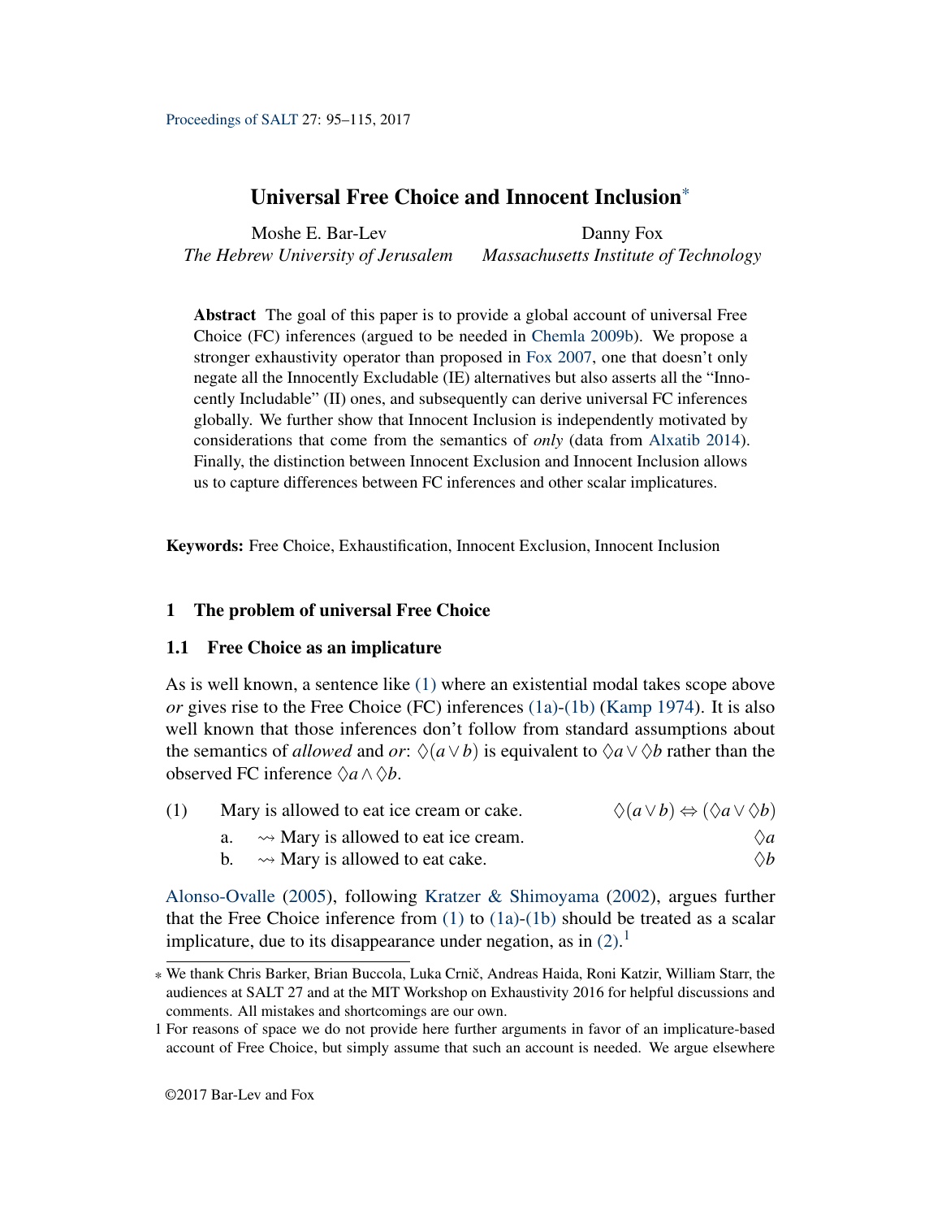# Universal Free Choice and Innocent Inclusion[*]

Moshe E. Bar-Lev  
*The Hebrew University of Jerusalem*

Danny Fox  
*Massachusetts Institute of Technology*

**Abstract** The goal of this paper is to provide a global account of universal Free Choice (FC) inferences (argued to be needed in Chemla 2009b). We propose a stronger exhaustivity operator than proposed in Fox 2007, one that doesn't only negate all the Innocently Excludable (IE) alternatives but also asserts all the "Innocently Includable" (II) ones, and subsequently can derive universal FC inferences globally. We further show that Innocent Inclusion is independently motivated by considerations that come from the semantics of *only* (data from Alxatib 2014). Finally, the distinction between Innocent Exclusion and Innocent Inclusion allows us to capture differences between FC inferences and other scalar implicatures.

**Keywords:** Free Choice, Exhaustification, Innocent Exclusion, Innocent Inclusion

## 1 The problem of universal Free Choice

### 1.1 Free Choice as an implicature

As is well known, a sentence like (1) where an existential modal takes scope above *or* gives rise to the Free Choice (FC) inferences (1a)-(1b) (Kamp 1974). It is also well known that those inferences don't follow from standard assumptions about the semantics of *allowed* and *or*: $\Diamond(a \vee b)$ is equivalent to $\Diamond a \vee \Diamond b$ rather than the observed FC inference $\Diamond a \wedge \Diamond b$.

(1) Mary is allowed to eat ice cream or cake. $\Diamond(a \vee b) \Leftrightarrow (\Diamond a \vee \Diamond b)$

a. $\rightsquigarrow$ Mary is allowed to eat ice cream. $\Diamond a$

b. $\rightsquigarrow$ Mary is allowed to eat cake. $\Diamond b$

Alonso-Ovalle (2005), following Kratzer & Shimoyama (2002), argues further that the Free Choice inference from (1) to (1a)-(1b) should be treated as a scalar implicature, due to its disappearance under negation, as in (2).[1]

---

[*] We thank Chris Barker, Brian Buccola, Luka Crnič, Andreas Haida, Roni Katzir, William Starr, the audiences at SALT 27 and at the MIT Workshop on Exhaustivity 2016 for helpful discussions and comments. All mistakes and shortcomings are our own.

[1] For reasons of space we do not provide here further arguments in favor of an implicature-based account of Free Choice, but simply assume that such an account is needed. We argue elsewhere

©2017 Bar-Lev and Fox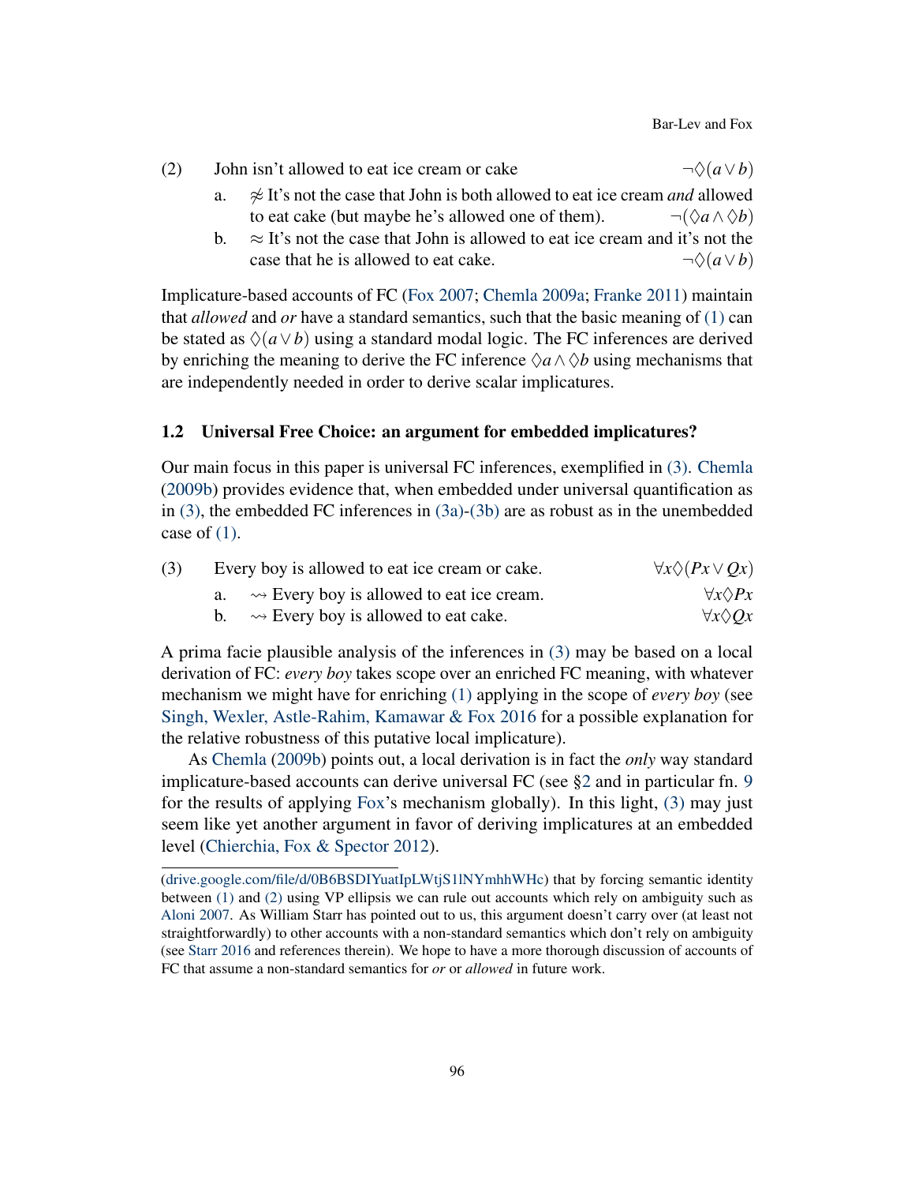(2) John isn't allowed to eat ice cream or cake $\neg\Diamond(a \vee b)$

a. $\not\approx$ It's not the case that John is both allowed to eat ice cream *and* allowed to eat cake (but maybe he's allowed one of them). $\neg(\Diamond a \wedge \Diamond b)$

b. $\approx$ It's not the case that John is allowed to eat ice cream and it's not the case that he is allowed to eat cake. $\neg\Diamond(a \vee b)$

Implicature-based accounts of FC (Fox 2007; Chemla 2009a; Franke 2011) maintain that *allowed* and *or* have a standard semantics, such that the basic meaning of (1) can be stated as $\Diamond(a \vee b)$ using a standard modal logic. The FC inferences are derived by enriching the meaning to derive the FC inference $\Diamond a \wedge \Diamond b$ using mechanisms that are independently needed in order to derive scalar implicatures.

### 1.2 Universal Free Choice: an argument for embedded implicatures?

Our main focus in this paper is universal FC inferences, exemplified in (3). Chemla (2009b) provides evidence that, when embedded under universal quantification as in (3), the embedded FC inferences in (3a)-(3b) are as robust as in the unembedded case of (1).

(3) Every boy is allowed to eat ice cream or cake. $\forall x \Diamond(Px \vee Qx)$

a. $\rightsquigarrow$ Every boy is allowed to eat ice cream. $\forall x \Diamond Px$

b. $\rightsquigarrow$ Every boy is allowed to eat cake. $\forall x \Diamond Qx$

A prima facie plausible analysis of the inferences in (3) may be based on a local derivation of FC: *every boy* takes scope over an enriched FC meaning, with whatever mechanism we might have for enriching (1) applying in the scope of *every boy* (see Singh, Wexler, Astle-Rahim, Kamawar & Fox 2016 for a possible explanation for the relative robustness of this putative local implicature).

As Chemla (2009b) points out, a local derivation is in fact the *only* way standard implicature-based accounts can derive universal FC (see §2 and in particular fn. 9 for the results of applying Fox's mechanism globally). In this light, (3) may just seem like yet another argument in favor of deriving implicatures at an embedded level (Chierchia, Fox & Spector 2012).

(drive.google.com/file/d/0B6BSDIYuatIpLWtjS1lNYmhhWHc) that by forcing semantic identity between (1) and (2) using VP ellipsis we can rule out accounts which rely on ambiguity such as Aloni 2007. As William Starr has pointed out to us, this argument doesn't carry over (at least not straightforwardly) to other accounts with a non-standard semantics which don't rely on ambiguity (see Starr 2016 and references therein). We hope to have a more thorough discussion of accounts of FC that assume a non-standard semantics for *or* or *allowed* in future work.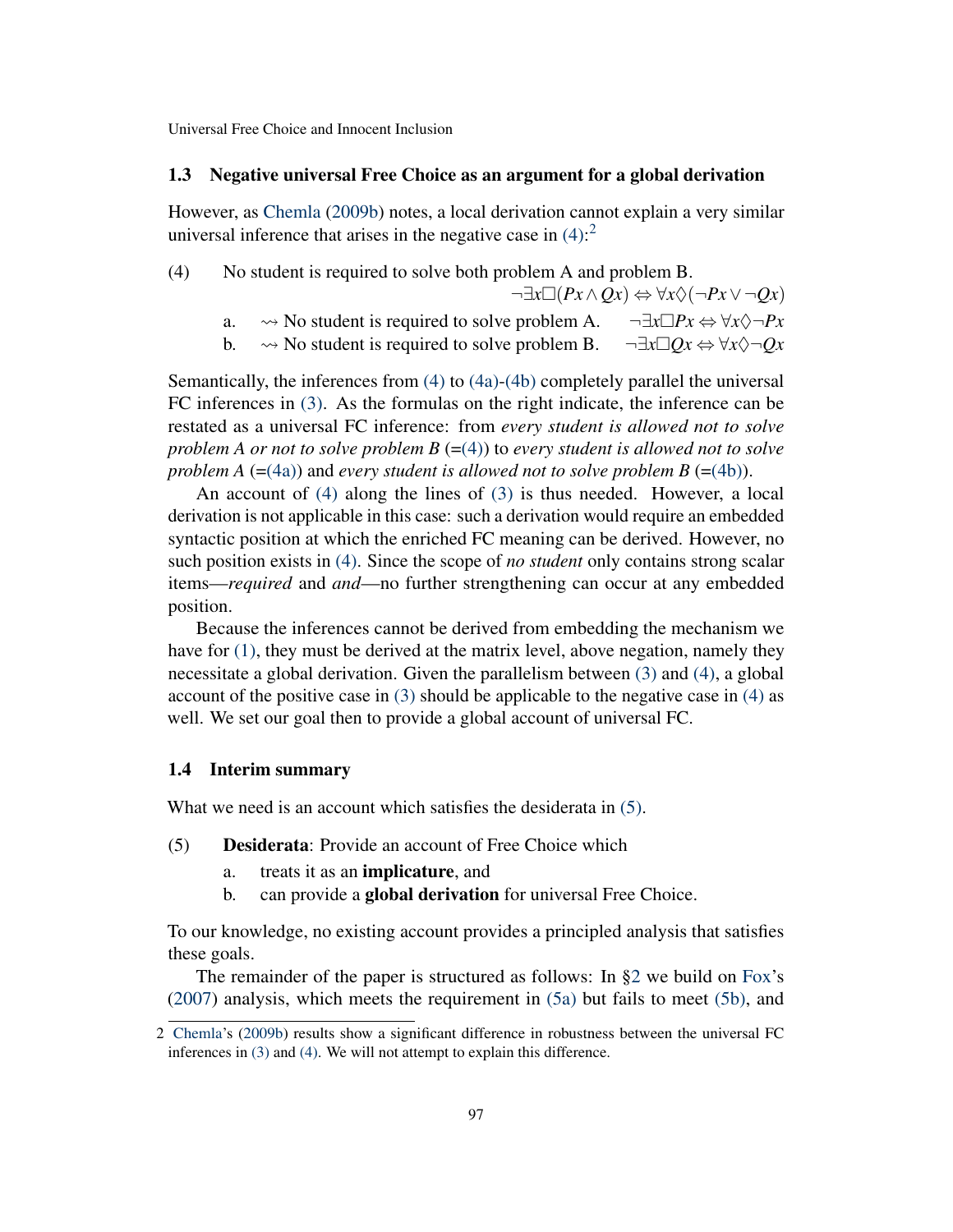### 1.3 Negative universal Free Choice as an argument for a global derivation

However, as Chemla (2009b) notes, a local derivation cannot explain a very similar universal inference that arises in the negative case in (4):[2]

(4) No student is required to solve both problem A and problem B. $\neg\exists x \Box(Px \wedge Qx) \Leftrightarrow \forall x \Diamond(\neg Px \vee \neg Qx)$

a. $\rightsquigarrow$ No student is required to solve problem A. $\neg\exists x \Box Px \Leftrightarrow \forall x \Diamond \neg Px$

b. $\rightsquigarrow$ No student is required to solve problem B. $\neg\exists x \Box Qx \Leftrightarrow \forall x \Diamond \neg Qx$

Semantically, the inferences from (4) to (4a)-(4b) completely parallel the universal FC inferences in (3). As the formulas on the right indicate, the inference can be restated as a universal FC inference: from *every student is allowed not to solve problem A or not to solve problem B* (=(4)) to *every student is allowed not to solve problem A* (=(4a)) and *every student is allowed not to solve problem B* (=(4b)).

An account of (4) along the lines of (3) is thus needed. However, a local derivation is not applicable in this case: such a derivation would require an embedded syntactic position at which the enriched FC meaning can be derived. However, no such position exists in (4). Since the scope of *no student* only contains strong scalar items—*required* and *and*—no further strengthening can occur at any embedded position.

Because the inferences cannot be derived from embedding the mechanism we have for (1), they must be derived at the matrix level, above negation, namely they necessitate a global derivation. Given the parallelism between (3) and (4), a global account of the positive case in (3) should be applicable to the negative case in (4) as well. We set our goal then to provide a global account of universal FC.

### 1.4 Interim summary

What we need is an account which satisfies the desiderata in (5).

(5) **Desiderata**: Provide an account of Free Choice which

a. treats it as an **implicature**, and

b. can provide a **global derivation** for universal Free Choice.

To our knowledge, no existing account provides a principled analysis that satisfies these goals.

The remainder of the paper is structured as follows: In §2 we build on Fox's (2007) analysis, which meets the requirement in (5a) but fails to meet (5b), and

---

[2] Chemla's (2009b) results show a significant difference in robustness between the universal FC inferences in (3) and (4). We will not attempt to explain this difference.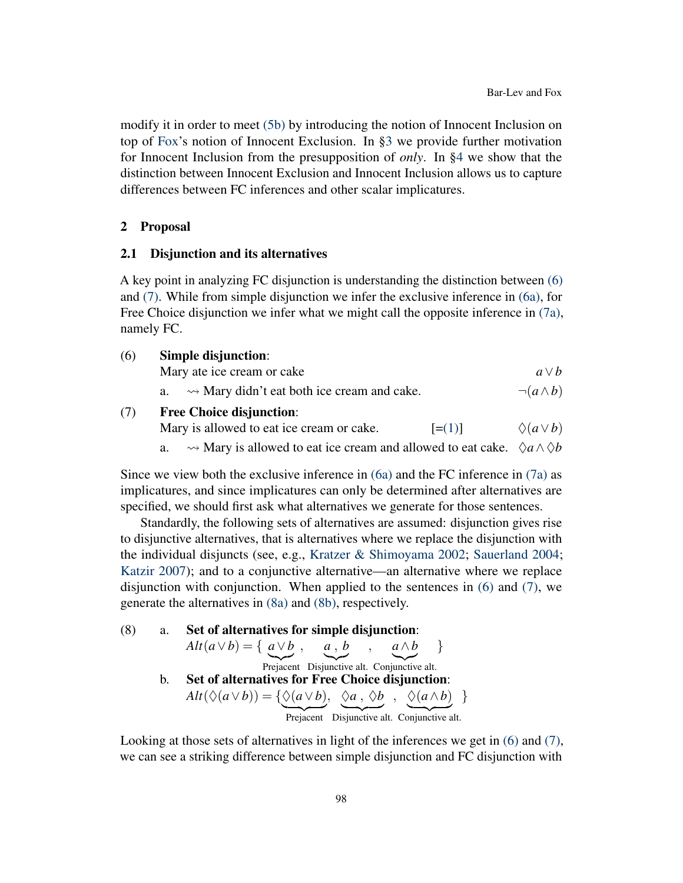modify it in order to meet (5b) by introducing the notion of Innocent Inclusion on top of Fox's notion of Innocent Exclusion. In §3 we provide further motivation for Innocent Inclusion from the presupposition of *only*. In §4 we show that the distinction between Innocent Exclusion and Innocent Inclusion allows us to capture differences between FC inferences and other scalar implicatures.

## 2 Proposal

### 2.1 Disjunction and its alternatives

A key point in analyzing FC disjunction is understanding the distinction between (6) and (7). While from simple disjunction we infer the exclusive inference in (6a), for Free Choice disjunction we infer what we might call the opposite inference in (7a), namely FC.

(6) **Simple disjunction**:
Mary ate ice cream or cake $\quad a \vee b$

a. $\rightsquigarrow$ Mary didn't eat both ice cream and cake. $\quad \neg(a \wedge b)$

(7) **Free Choice disjunction**:
Mary is allowed to eat ice cream or cake. [=(1)] $\quad \Diamond(a \vee b)$

a. $\rightsquigarrow$ Mary is allowed to eat ice cream and allowed to eat cake. $\quad \Diamond a \wedge \Diamond b$

Since we view both the exclusive inference in (6a) and the FC inference in (7a) as implicatures, and since implicatures can only be determined after alternatives are specified, we should first ask what alternatives we generate for those sentences.

Standardly, the following sets of alternatives are assumed: disjunction gives rise to disjunctive alternatives, that is alternatives where we replace the disjunction with the individual disjuncts (see, e.g., Kratzer & Shimoyama 2002; Sauerland 2004; Katzir 2007); and to a conjunctive alternative—an alternative where we replace disjunction with conjunction. When applied to the sentences in (6) and (7), we generate the alternatives in (8a) and (8b), respectively.

(8) a. **Set of alternatives for simple disjunction**:

$$Alt(a \vee b) = \{ \underbrace{a \vee b}_{\text{Prejacent}}, \underbrace{a, b}_{\text{Disjunctive alt.}}, \underbrace{a \wedge b}_{\text{Conjunctive alt.}} \}$$

b. **Set of alternatives for Free Choice disjunction**:

$$Alt(\Diamond(a \vee b)) = \{ \underbrace{\Diamond(a \vee b)}_{\text{Prejacent}}, \underbrace{\Diamond a, \Diamond b}_{\text{Disjunctive alt.}}, \underbrace{\Diamond(a \wedge b)}_{\text{Conjunctive alt.}} \}$$

Looking at those sets of alternatives in light of the inferences we get in (6) and (7), we can see a striking difference between simple disjunction and FC disjunction with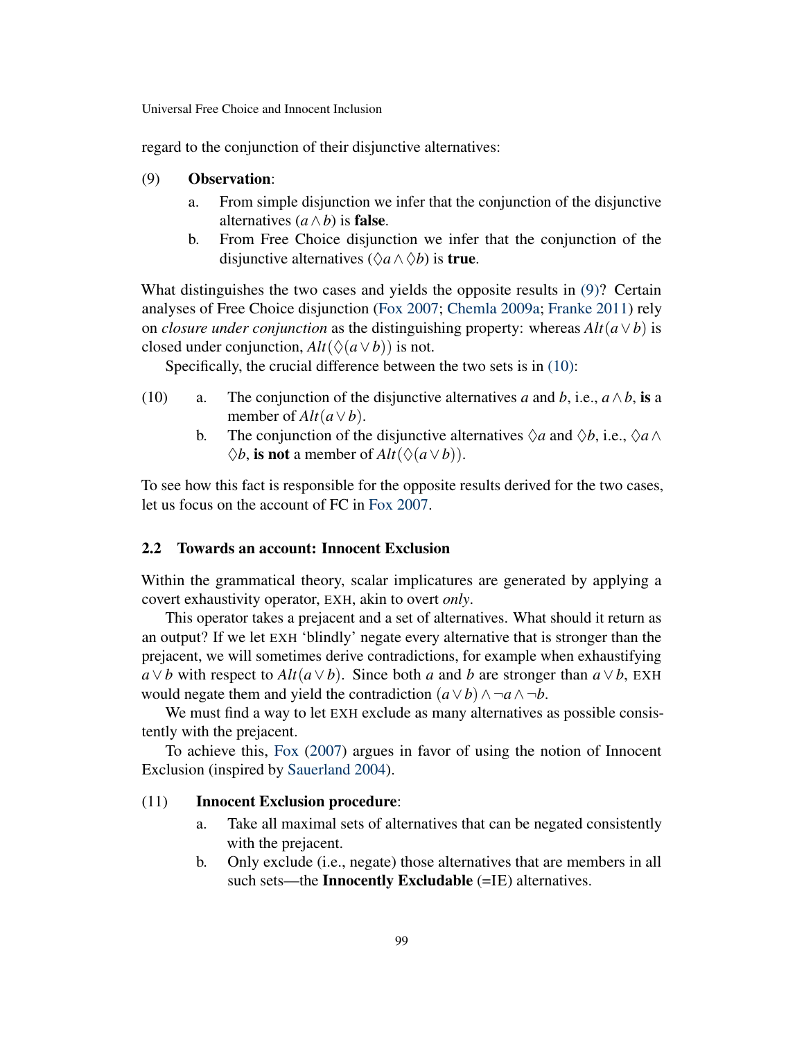regard to the conjunction of their disjunctive alternatives:

(9) **Observation**:

a. From simple disjunction we infer that the conjunction of the disjunctive alternatives ($a \wedge b$) is **false**.

b. From Free Choice disjunction we infer that the conjunction of the disjunctive alternatives ($\Diamond a \wedge \Diamond b$) is **true**.

What distinguishes the two cases and yields the opposite results in (9)? Certain analyses of Free Choice disjunction (Fox 2007; Chemla 2009a; Franke 2011) rely on *closure under conjunction* as the distinguishing property: whereas $Alt(a \vee b)$ is closed under conjunction, $Alt(\Diamond(a \vee b))$ is not.

Specifically, the crucial difference between the two sets is in (10):

(10) a. The conjunction of the disjunctive alternatives $a$ and $b$, i.e., $a \wedge b$, **is** a member of $Alt(a \vee b)$.

b. The conjunction of the disjunctive alternatives $\Diamond a$ and $\Diamond b$, i.e., $\Diamond a \wedge \Diamond b$, **is not** a member of $Alt(\Diamond(a \vee b))$.

To see how this fact is responsible for the opposite results derived for the two cases, let us focus on the account of FC in Fox 2007.

## 2.2 Towards an account: Innocent Exclusion

Within the grammatical theory, scalar implicatures are generated by applying a covert exhaustivity operator, EXH, akin to overt *only*.

This operator takes a prejacent and a set of alternatives. What should it return as an output? If we let EXH 'blindly' negate every alternative that is stronger than the prejacent, we will sometimes derive contradictions, for example when exhaustifying $a \vee b$ with respect to $Alt(a \vee b)$. Since both $a$ and $b$ are stronger than $a \vee b$, EXH would negate them and yield the contradiction $(a \vee b) \wedge \neg a \wedge \neg b$.

We must find a way to let EXH exclude as many alternatives as possible consistently with the prejacent.

To achieve this, Fox (2007) argues in favor of using the notion of Innocent Exclusion (inspired by Sauerland 2004).

(11) **Innocent Exclusion procedure**:

a. Take all maximal sets of alternatives that can be negated consistently with the prejacent.

b. Only exclude (i.e., negate) those alternatives that are members in all such sets—the **Innocently Excludable** (=IE) alternatives.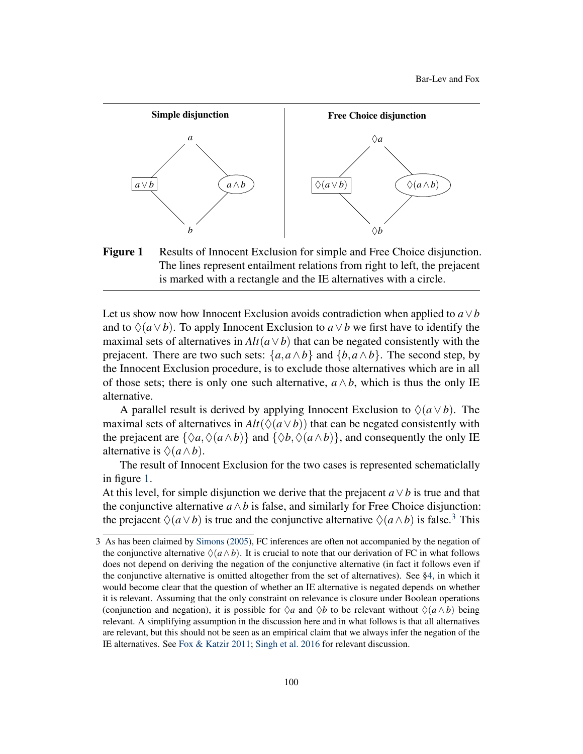**Simple disjunction** | **Free Choice disjunction**

**Figure 1** Results of Innocent Exclusion for simple and Free Choice disjunction. The lines represent entailment relations from right to left, the prejacent is marked with a rectangle and the IE alternatives with a circle.

Let us show now how Innocent Exclusion avoids contradiction when applied to $a \vee b$ and to $\Diamond(a \vee b)$. To apply Innocent Exclusion to $a \vee b$ we first have to identify the maximal sets of alternatives in $Alt(a \vee b)$ that can be negated consistently with the prejacent. There are two such sets: $\{a, a \wedge b\}$ and $\{b, a \wedge b\}$. The second step, by the Innocent Exclusion procedure, is to exclude those alternatives which are in all of those sets; there is only one such alternative, $a \wedge b$, which is thus the only IE alternative.

A parallel result is derived by applying Innocent Exclusion to $\Diamond(a \vee b)$. The maximal sets of alternatives in $Alt(\Diamond(a \vee b))$ that can be negated consistently with the prejacent are $\{\Diamond a, \Diamond(a \wedge b)\}$ and $\{\Diamond b, \Diamond(a \wedge b)\}$, and consequently the only IE alternative is $\Diamond(a \wedge b)$.

The result of Innocent Exclusion for the two cases is represented schematiclally in figure 1.

At this level, for simple disjunction we derive that the prejacent $a \vee b$ is true and that the conjunctive alternative $a \wedge b$ is false, and similarly for Free Choice disjunction: the prejacent $\Diamond(a \vee b)$ is true and the conjunctive alternative $\Diamond(a \wedge b)$ is false.[3] This

3 As has been claimed by Simons (2005), FC inferences are often not accompanied by the negation of the conjunctive alternative $\Diamond(a \wedge b)$. It is crucial to note that our derivation of FC in what follows does not depend on deriving the negation of the conjunctive alternative (in fact it follows even if the conjunctive alternative is omitted altogether from the set of alternatives). See §4, in which it would become clear that the question of whether an IE alternative is negated depends on whether it is relevant. Assuming that the only constraint on relevance is closure under Boolean operations (conjunction and negation), it is possible for $\Diamond a$ and $\Diamond b$ to be relevant without $\Diamond(a \wedge b)$ being relevant. A simplifying assumption in the discussion here and in what follows is that all alternatives are relevant, but this should not be seen as an empirical claim that we always infer the negation of the IE alternatives. See Fox & Katzir 2011; Singh et al. 2016 for relevant discussion.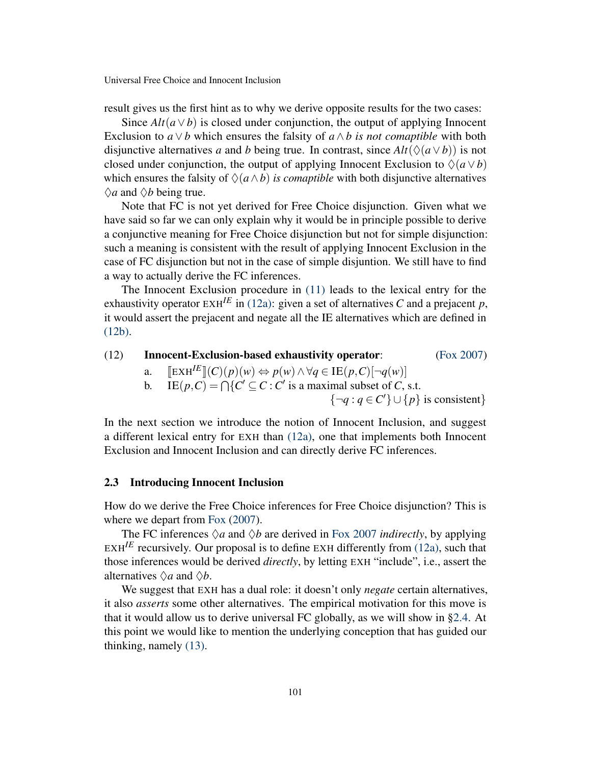result gives us the first hint as to why we derive opposite results for the two cases:

Since $Alt(a \vee b)$ is closed under conjunction, the output of applying Innocent Exclusion to $a \vee b$ which ensures the falsity of $a \wedge b$ *is not comaptible* with both disjunctive alternatives $a$ and $b$ being true. In contrast, since $Alt(\Diamond(a \vee b))$ is not closed under conjunction, the output of applying Innocent Exclusion to $\Diamond(a \vee b)$ which ensures the falsity of $\Diamond(a \wedge b)$ *is comaptible* with both disjunctive alternatives $\Diamond a$ and $\Diamond b$ being true.

Note that FC is not yet derived for Free Choice disjunction. Given what we have said so far we can only explain why it would be in principle possible to derive a conjunctive meaning for Free Choice disjunction but not for simple disjunction: such a meaning is consistent with the result of applying Innocent Exclusion in the case of FC disjunction but not in the case of simple disjuntion. We still have to find a way to actually derive the FC inferences.

The Innocent Exclusion procedure in (11) leads to the lexical entry for the exhaustivity operator $\text{EXH}^{IE}$ in (12a): given a set of alternatives $C$ and a prejacent $p$, it would assert the prejacent and negate all the IE alternatives which are defined in (12b).

(12) **Innocent-Exclusion-based exhaustivity operator**: (Fox 2007)

a. $[\![\text{EXH}^{IE}]\!](C)(p)(w) \Leftrightarrow p(w) \wedge \forall q \in \text{IE}(p,C)[\neg q(w)]$

b. $\text{IE}(p,C) = \bigcap\{C' \subseteq C : C' \text{ is a maximal subset of } C, \text{ s.t. } \{\neg q : q \in C'\} \cup \{p\} \text{ is consistent}\}$

In the next section we introduce the notion of Innocent Inclusion, and suggest a different lexical entry for EXH than (12a), one that implements both Innocent Exclusion and Innocent Inclusion and can directly derive FC inferences.

### 2.3 Introducing Innocent Inclusion

How do we derive the Free Choice inferences for Free Choice disjunction? This is where we depart from Fox (2007).

The FC inferences $\Diamond a$ and $\Diamond b$ are derived in Fox 2007 *indirectly*, by applying $\text{EXH}^{IE}$ recursively. Our proposal is to define EXH differently from (12a), such that those inferences would be derived *directly*, by letting EXH "include", i.e., assert the alternatives $\Diamond a$ and $\Diamond b$.

We suggest that EXH has a dual role: it doesn't only *negate* certain alternatives, it also *asserts* some other alternatives. The empirical motivation for this move is that it would allow us to derive universal FC globally, as we will show in §2.4. At this point we would like to mention the underlying conception that has guided our thinking, namely (13).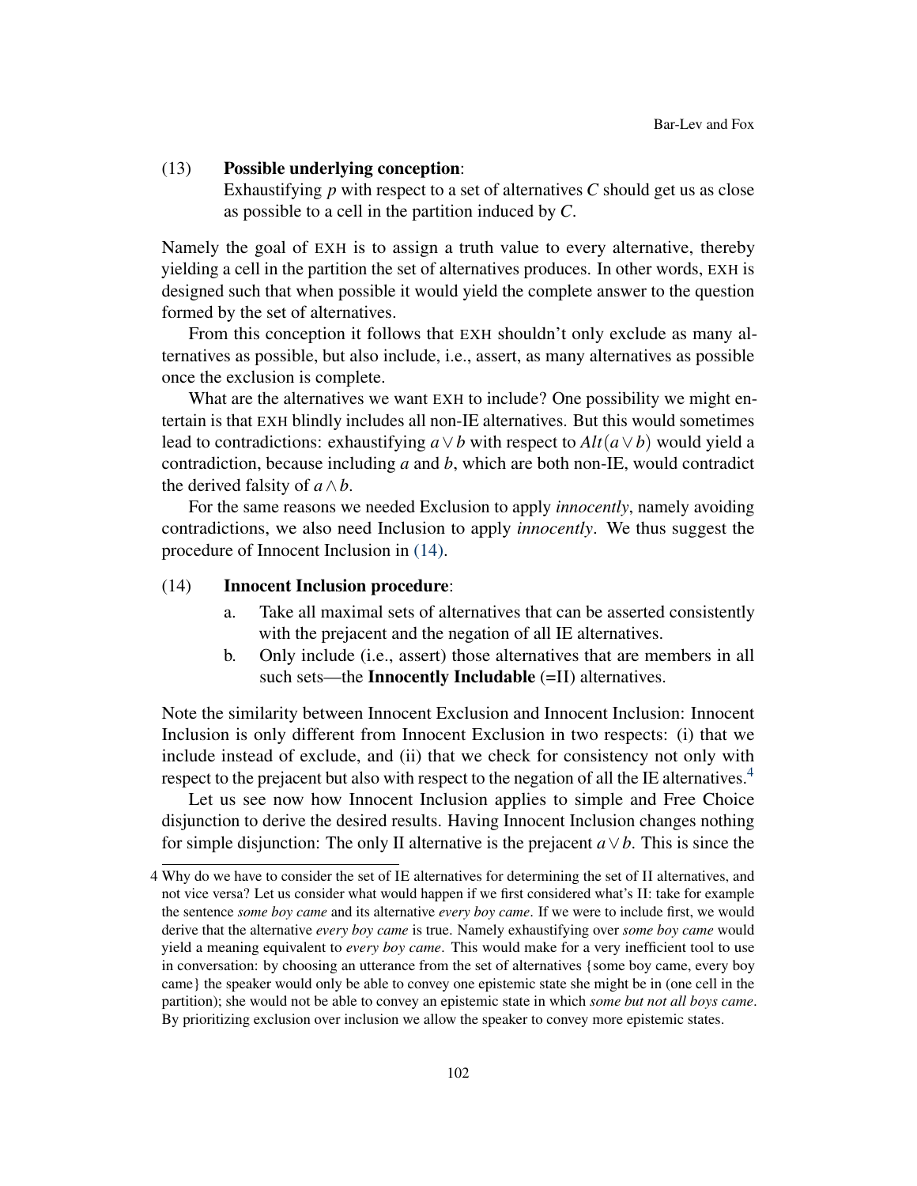(13) **Possible underlying conception**:
Exhaustifying $p$ with respect to a set of alternatives $C$ should get us as close as possible to a cell in the partition induced by $C$.

Namely the goal of EXH is to assign a truth value to every alternative, thereby yielding a cell in the partition the set of alternatives produces. In other words, EXH is designed such that when possible it would yield the complete answer to the question formed by the set of alternatives.

From this conception it follows that EXH shouldn't only exclude as many alternatives as possible, but also include, i.e., assert, as many alternatives as possible once the exclusion is complete.

What are the alternatives we want EXH to include? One possibility we might entertain is that EXH blindly includes all non-IE alternatives. But this would sometimes lead to contradictions: exhaustifying $a \vee b$ with respect to $Alt(a \vee b)$ would yield a contradiction, because including $a$ and $b$, which are both non-IE, would contradict the derived falsity of $a \wedge b$.

For the same reasons we needed Exclusion to apply *innocently*, namely avoiding contradictions, we also need Inclusion to apply *innocently*. We thus suggest the procedure of Innocent Inclusion in (14).

(14) **Innocent Inclusion procedure**:
  a. Take all maximal sets of alternatives that can be asserted consistently with the prejacent and the negation of all IE alternatives.
  b. Only include (i.e., assert) those alternatives that are members in all such sets—the **Innocently Includable** (=II) alternatives.

Note the similarity between Innocent Exclusion and Innocent Inclusion: Innocent Inclusion is only different from Innocent Exclusion in two respects: (i) that we include instead of exclude, and (ii) that we check for consistency not only with respect to the prejacent but also with respect to the negation of all the IE alternatives.[4]

Let us see now how Innocent Inclusion applies to simple and Free Choice disjunction to derive the desired results. Having Innocent Inclusion changes nothing for simple disjunction: The only II alternative is the prejacent $a \vee b$. This is since the

---

4 Why do we have to consider the set of IE alternatives for determining the set of II alternatives, and not vice versa? Let us consider what would happen if we first considered what's II: take for example the sentence *some boy came* and its alternative *every boy came*. If we were to include first, we would derive that the alternative *every boy came* is true. Namely exhaustifying over *some boy came* would yield a meaning equivalent to *every boy came*. This would make for a very inefficient tool to use in conversation: by choosing an utterance from the set of alternatives {some boy came, every boy came} the speaker would only be able to convey one epistemic state she might be in (one cell in the partition); she would not be able to convey an epistemic state in which *some but not all boys came*. By prioritizing exclusion over inclusion we allow the speaker to convey more epistemic states.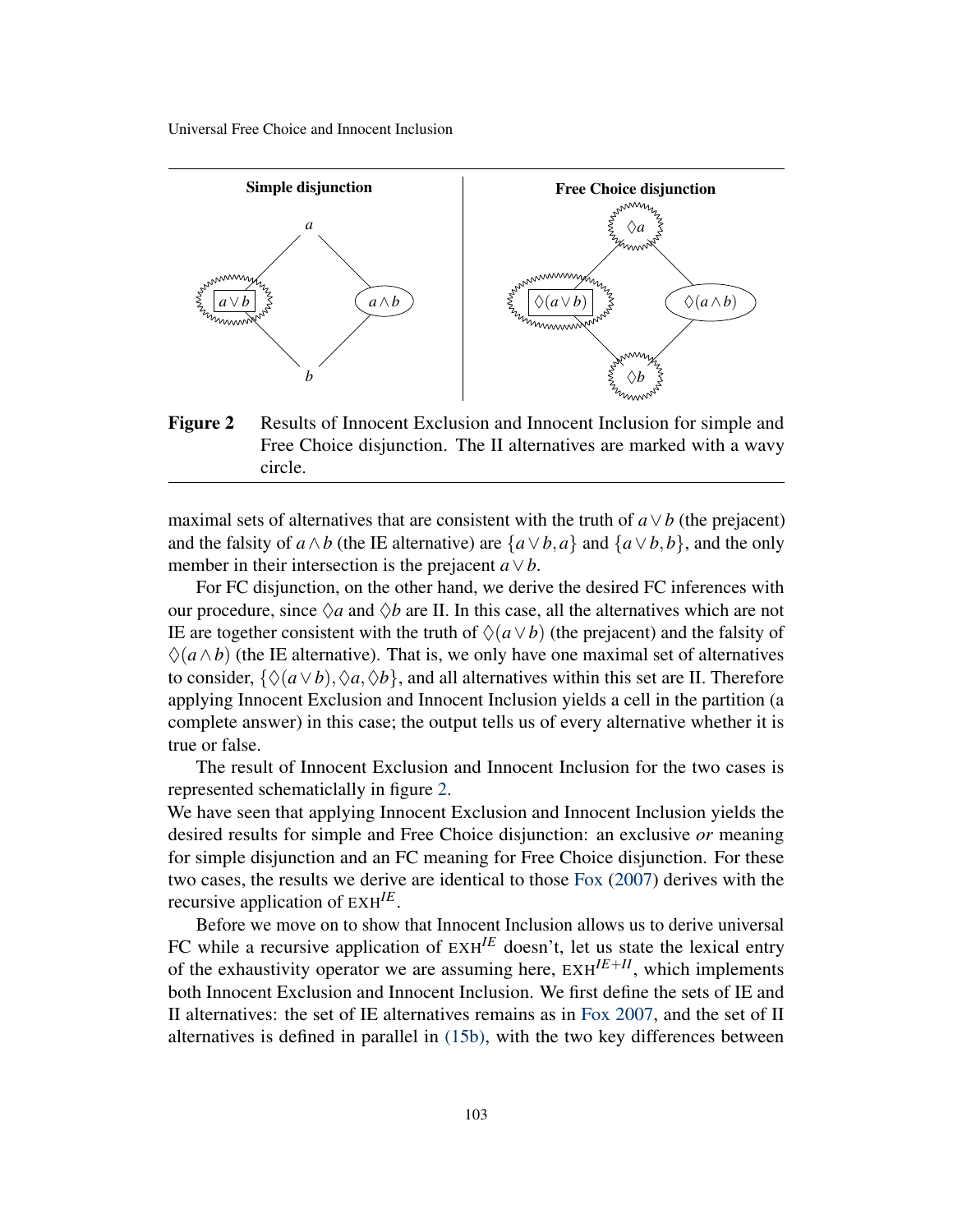**Simple disjunction** | **Free Choice disjunction**

Figure 2 Results of Innocent Exclusion and Innocent Inclusion for simple and Free Choice disjunction. The II alternatives are marked with a wavy circle.

maximal sets of alternatives that are consistent with the truth of $a \vee b$ (the prejacent) and the falsity of $a \wedge b$ (the IE alternative) are $\{a \vee b, a\}$ and $\{a \vee b, b\}$, and the only member in their intersection is the prejacent $a \vee b$.

For FC disjunction, on the other hand, we derive the desired FC inferences with our procedure, since $\Diamond a$ and $\Diamond b$ are II. In this case, all the alternatives which are not IE are together consistent with the truth of $\Diamond(a \vee b)$ (the prejacent) and the falsity of $\Diamond(a \wedge b)$ (the IE alternative). That is, we only have one maximal set of alternatives to consider, $\{\Diamond(a \vee b), \Diamond a, \Diamond b\}$, and all alternatives within this set are II. Therefore applying Innocent Exclusion and Innocent Inclusion yields a cell in the partition (a complete answer) in this case; the output tells us of every alternative whether it is true or false.

The result of Innocent Exclusion and Innocent Inclusion for the two cases is represented schematiclally in figure 2.

We have seen that applying Innocent Exclusion and Innocent Inclusion yields the desired results for simple and Free Choice disjunction: an exclusive *or* meaning for simple disjunction and an FC meaning for Free Choice disjunction. For these two cases, the results we derive are identical to those Fox (2007) derives with the recursive application of EXH$^{IE}$.

Before we move on to show that Innocent Inclusion allows us to derive universal FC while a recursive application of EXH$^{IE}$ doesn't, let us state the lexical entry of the exhaustivity operator we are assuming here, EXH$^{IE+II}$, which implements both Innocent Exclusion and Innocent Inclusion. We first define the sets of IE and II alternatives: the set of IE alternatives remains as in Fox 2007, and the set of II alternatives is defined in parallel in (15b), with the two key differences between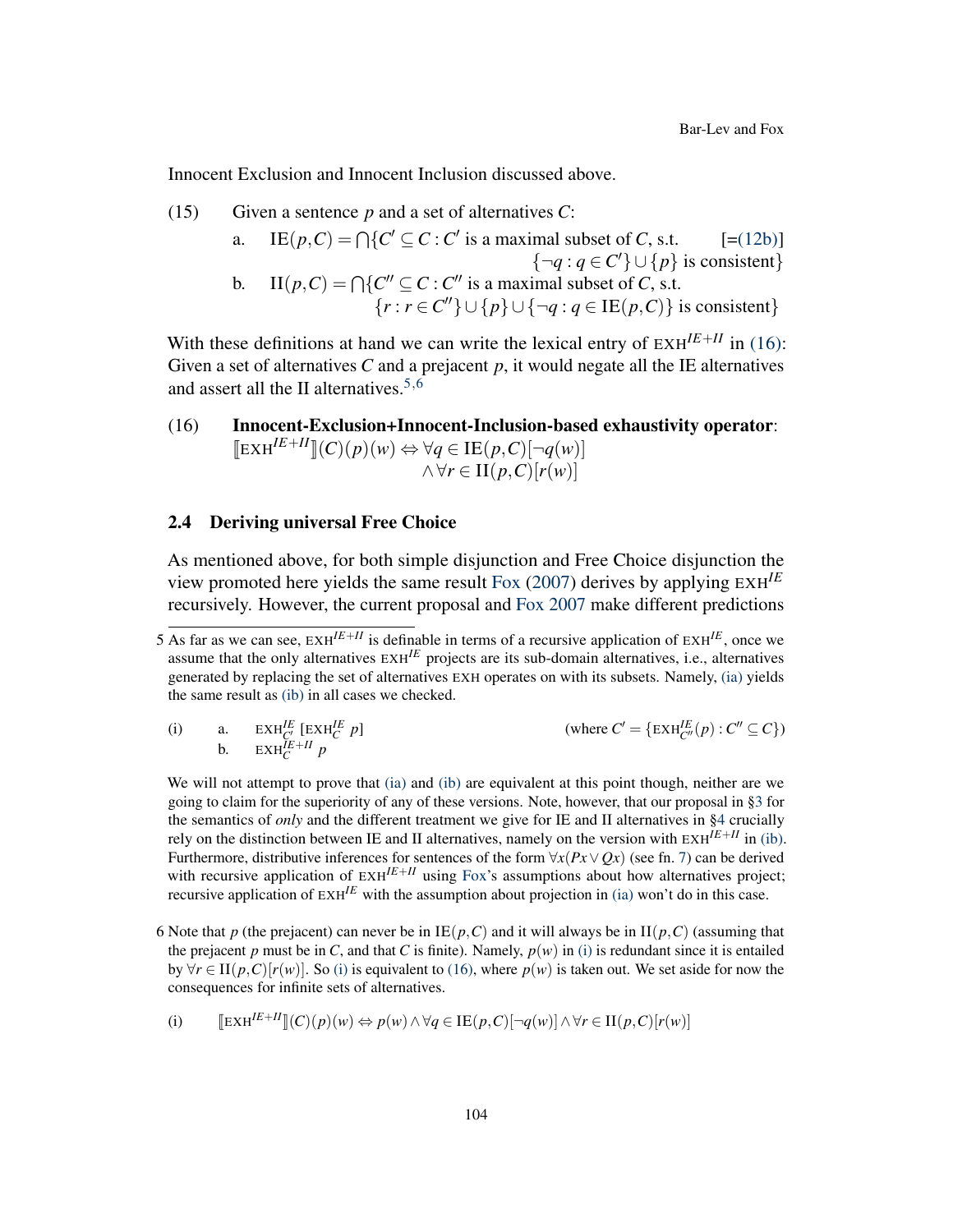Innocent Exclusion and Innocent Inclusion discussed above.

(15) Given a sentence $p$ and a set of alternatives $C$:

a. $\text{IE}(p,C) = \bigcap\{C' \subseteq C : C' \text{ is a maximal subset of } C, \text{ s.t. } \{\neg q : q \in C'\} \cup \{p\} \text{ is consistent}\}$ [=(12b)]

b. $\text{II}(p,C) = \bigcap\{C'' \subseteq C : C'' \text{ is a maximal subset of } C, \text{ s.t. } \{r : r \in C''\} \cup \{p\} \cup \{\neg q : q \in \text{IE}(p,C)\} \text{ is consistent}\}$

With these definitions at hand we can write the lexical entry of $\text{EXH}^{IE+II}$ in (16): Given a set of alternatives $C$ and a prejacent $p$, it would negate all the IE alternatives and assert all the II alternatives.[5,6]

(16) **Innocent-Exclusion+Innocent-Inclusion-based exhaustivity operator**:
$$[\![\text{EXH}^{IE+II}]\!](C)(p)(w) \Leftrightarrow \forall q \in \text{IE}(p,C)[\neg q(w)] \wedge \forall r \in \text{II}(p,C)[r(w)]$$

## 2.4 Deriving universal Free Choice

As mentioned above, for both simple disjunction and Free Choice disjunction the view promoted here yields the same result Fox (2007) derives by applying $\text{EXH}^{IE}$ recursively. However, the current proposal and Fox 2007 make different predictions

---

5 As far as we can see, $\text{EXH}^{IE+II}$ is definable in terms of a recursive application of $\text{EXH}^{IE}$, once we assume that the only alternatives $\text{EXH}^{IE}$ projects are its sub-domain alternatives, i.e., alternatives generated by replacing the set of alternatives EXH operates on with its subsets. Namely, (ia) yields the same result as (ib) in all cases we checked.

(i) a. $\text{EXH}^{IE}_{C'}\ [\text{EXH}^{IE}_{C}\ p]$ (where $C' = \{\text{EXH}^{IE}_{C''}(p) : C'' \subseteq C\}$)
b. $\text{EXH}^{IE+II}_{C}\ p$

We will not attempt to prove that (ia) and (ib) are equivalent at this point though, neither are we going to claim for the superiority of any of these versions. Note, however, that our proposal in §3 for the semantics of *only* and the different treatment we give for IE and II alternatives in §4 crucially rely on the distinction between IE and II alternatives, namely on the version with $\text{EXH}^{IE+II}$ in (ib). Furthermore, distributive inferences for sentences of the form $\forall x(Px \vee Qx)$ (see fn. 7) can be derived with recursive application of $\text{EXH}^{IE+II}$ using Fox's assumptions about how alternatives project; recursive application of $\text{EXH}^{IE}$ with the assumption about projection in (ia) won't do in this case.

6 Note that $p$ (the prejacent) can never be in $\text{IE}(p,C)$ and it will always be in $\text{II}(p,C)$ (assuming that the prejacent $p$ must be in $C$, and that $C$ is finite). Namely, $p(w)$ in (i) is redundant since it is entailed by $\forall r \in \text{II}(p,C)[r(w)]$. So (i) is equivalent to (16), where $p(w)$ is taken out. We set aside for now the consequences for infinite sets of alternatives.

(i) $[\![\text{EXH}^{IE+II}]\!](C)(p)(w) \Leftrightarrow p(w) \wedge \forall q \in \text{IE}(p,C)[\neg q(w)] \wedge \forall r \in \text{II}(p,C)[r(w)]$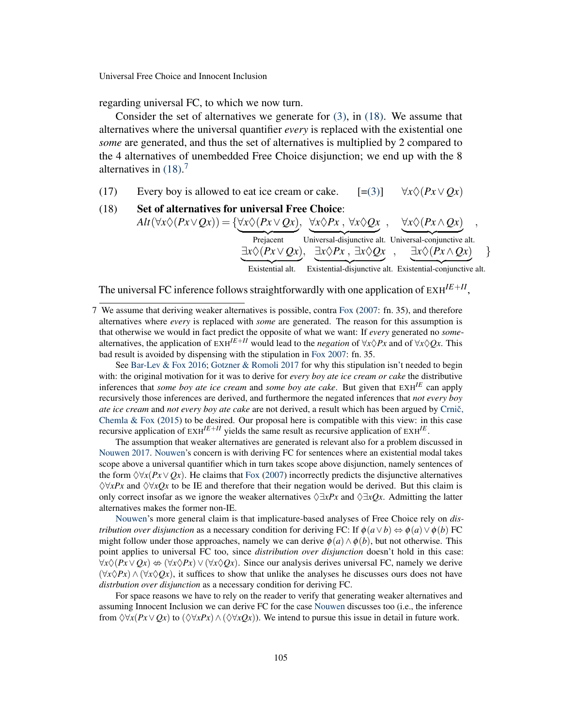regarding universal FC, to which we now turn.

Consider the set of alternatives we generate for (3), in (18). We assume that alternatives where the universal quantifier *every* is replaced with the existential one *some* are generated, and thus the set of alternatives is multiplied by 2 compared to the 4 alternatives of unembedded Free Choice disjunction; we end up with the 8 alternatives in (18).[7]

(17) Every boy is allowed to eat ice cream or cake. [=(3)] $\forall x \Diamond (Px \vee Qx)$

(18) **Set of alternatives for universal Free Choice**:

$$Alt(\forall x \Diamond (Px \vee Qx)) = \{ \underbrace{\forall x \Diamond (Px \vee Qx)}_{\text{Prejacent}}, \underbrace{\forall x \Diamond Px\ ,\ \forall x \Diamond Qx}_{\text{Universal-disjunctive alt.}}, \underbrace{\forall x \Diamond (Px \wedge Qx)}_{\text{Universal-conjunctive alt.}},$$
$$\underbrace{\exists x \Diamond (Px \vee Qx)}_{\text{Existential alt.}}, \underbrace{\exists x \Diamond Px\ ,\ \exists x \Diamond Qx}_{\text{Existential-disjunctive alt.}}, \underbrace{\exists x \Diamond (Px \wedge Qx)}_{\text{Existential-conjunctive alt.}} \}$$

The universal FC inference follows straightforwardly with one application of $\text{EXH}^{IE+II}$,

---

7 We assume that deriving weaker alternatives is possible, contra Fox (2007: fn. 35), and therefore alternatives where *every* is replaced with *some* are generated. The reason for this assumption is that otherwise we would in fact predict the opposite of what we want: If *every* generated no *some*-alternatives, the application of $\text{EXH}^{IE+II}$ would lead to the *negation* of $\forall x \Diamond Px$ and of $\forall x \Diamond Qx$. This bad result is avoided by dispensing with the stipulation in Fox 2007: fn. 35.

See Bar-Lev & Fox 2016; Gotzner & Romoli 2017 for why this stipulation isn't needed to begin with: the original motivation for it was to derive for *every boy ate ice cream or cake* the distributive inferences that *some boy ate ice cream* and *some boy ate cake*. But given that $\text{EXH}^{IE}$ can apply recursively those inferences are derived, and furthermore the negated inferences that *not every boy ate ice cream* and *not every boy ate cake* are not derived, a result which has been argued by Crnič, Chemla & Fox (2015) to be desired. Our proposal here is compatible with this view: in this case recursive application of $\text{EXH}^{IE+II}$ yields the same result as recursive application of $\text{EXH}^{IE}$.

The assumption that weaker alternatives are generated is relevant also for a problem discussed in Nouwen 2017. Nouwen's concern is with deriving FC for sentences where an existential modal takes scope above a universal quantifier which in turn takes scope above disjunction, namely sentences of the form $\Diamond \forall x(Px \vee Qx)$. He claims that Fox (2007) incorrectly predicts the disjunctive alternatives $\Diamond \forall x Px$ and $\Diamond \forall x Qx$ to be IE and therefore that their negation would be derived. But this claim is only correct insofar as we ignore the weaker alternatives $\Diamond \exists x Px$ and $\Diamond \exists x Qx$. Admitting the latter alternatives makes the former non-IE.

Nouwen's more general claim is that implicature-based analyses of Free Choice rely on *distribution over disjunction* as a necessary condition for deriving FC: If $\phi(a \vee b) \Leftrightarrow \phi(a) \vee \phi(b)$ FC might follow under those approaches, namely we can derive $\phi(a) \wedge \phi(b)$, but not otherwise. This point applies to universal FC too, since *distribution over disjunction* doesn't hold in this case: $\forall x \Diamond (Px \vee Qx) \not\Leftrightarrow (\forall x \Diamond Px) \vee (\forall x \Diamond Qx)$. Since our analysis derives universal FC, namely we derive $(\forall x \Diamond Px) \wedge (\forall x \Diamond Qx)$, it suffices to show that unlike the analyses he discusses ours does not have *distrbution over disjunction* as a necessary condition for deriving FC.

For space reasons we have to rely on the reader to verify that generating weaker alternatives and assuming Innocent Inclusion we can derive FC for the case Nouwen discusses too (i.e., the inference from $\Diamond \forall x(Px \vee Qx)$ to $(\Diamond \forall x Px) \wedge (\Diamond \forall x Qx)$). We intend to pursue this issue in detail in future work.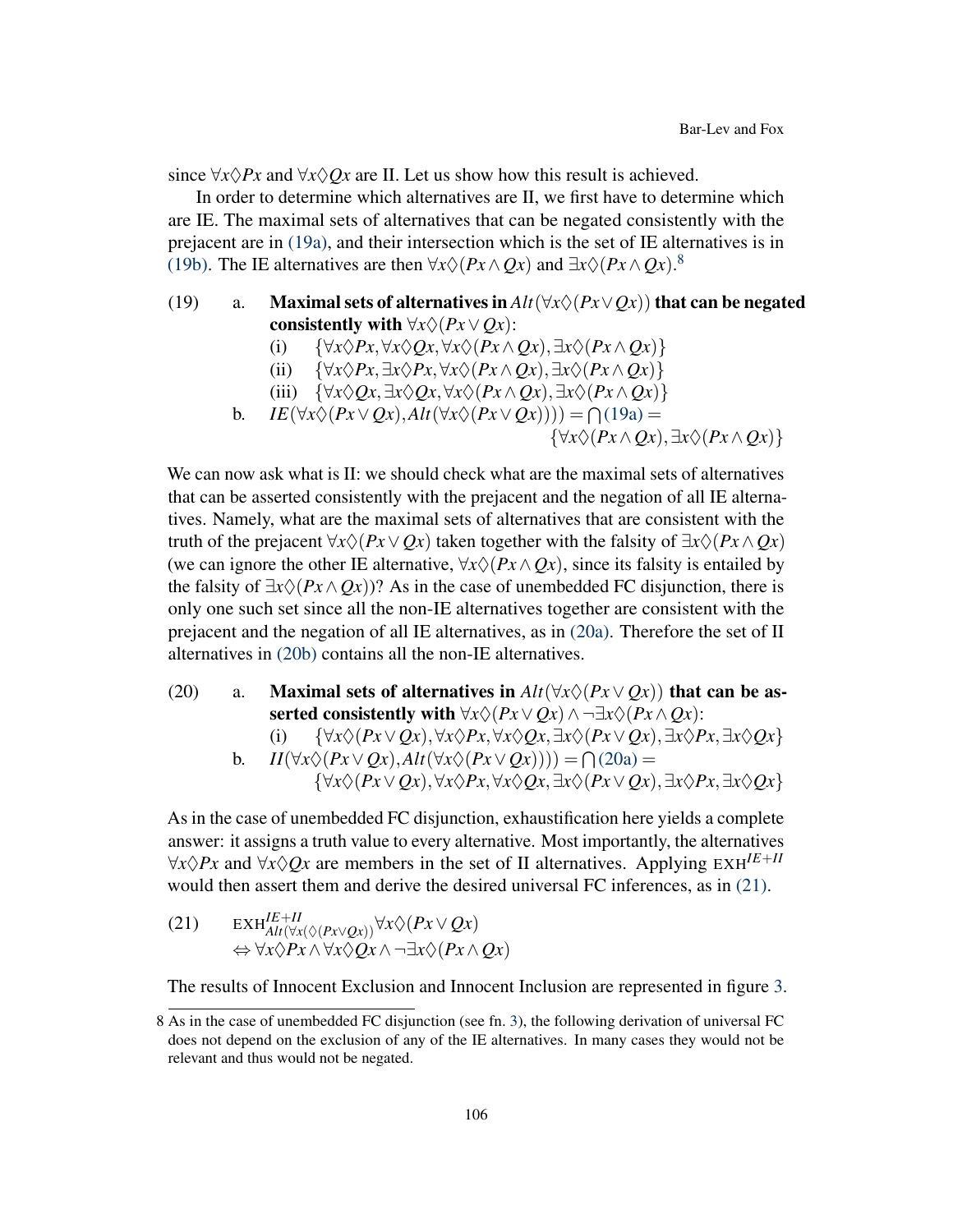since $\forall x \Diamond Px$ and $\forall x \Diamond Qx$ are II. Let us show how this result is achieved.

In order to determine which alternatives are II, we first have to determine which are IE. The maximal sets of alternatives that can be negated consistently with the prejacent are in (19a), and their intersection which is the set of IE alternatives is in (19b). The IE alternatives are then $\forall x \Diamond (Px \wedge Qx)$ and $\exists x \Diamond (Px \wedge Qx)$.[8]

(19) a. **Maximal sets of alternatives in** $Alt(\forall x \Diamond (Px \vee Qx))$ **that can be negated consistently with** $\forall x \Diamond (Px \vee Qx)$:

(i) $\{\forall x \Diamond Px, \forall x \Diamond Qx, \forall x \Diamond (Px \wedge Qx), \exists x \Diamond (Px \wedge Qx)\}$

(ii) $\{\forall x \Diamond Px, \exists x \Diamond Px, \forall x \Diamond (Px \wedge Qx), \exists x \Diamond (Px \wedge Qx)\}$

(iii) $\{\forall x \Diamond Qx, \exists x \Diamond Qx, \forall x \Diamond (Px \wedge Qx), \exists x \Diamond (Px \wedge Qx)\}$

b. $IE(\forall x \Diamond (Px \vee Qx), Alt(\forall x \Diamond (Px \vee Qx)))) = \bigcap$(19a) $=$
$\{\forall x \Diamond (Px \wedge Qx), \exists x \Diamond (Px \wedge Qx)\}$

We can now ask what is II: we should check what are the maximal sets of alternatives that can be asserted consistently with the prejacent and the negation of all IE alternatives. Namely, what are the maximal sets of alternatives that are consistent with the truth of the prejacent $\forall x \Diamond (Px \vee Qx)$ taken together with the falsity of $\exists x \Diamond (Px \wedge Qx)$ (we can ignore the other IE alternative, $\forall x \Diamond (Px \wedge Qx)$, since its falsity is entailed by the falsity of $\exists x \Diamond (Px \wedge Qx)$)? As in the case of unembedded FC disjunction, there is only one such set since all the non-IE alternatives together are consistent with the prejacent and the negation of all IE alternatives, as in (20a). Therefore the set of II alternatives in (20b) contains all the non-IE alternatives.

(20) a. **Maximal sets of alternatives in** $Alt(\forall x \Diamond (Px \vee Qx))$ **that can be asserted consistently with** $\forall x \Diamond (Px \vee Qx) \wedge \neg \exists x \Diamond (Px \wedge Qx)$:

(i) $\{\forall x \Diamond (Px \vee Qx), \forall x \Diamond Px, \forall x \Diamond Qx, \exists x \Diamond (Px \vee Qx), \exists x \Diamond Px, \exists x \Diamond Qx\}$

b. $II(\forall x \Diamond (Px \vee Qx), Alt(\forall x \Diamond (Px \vee Qx)))) = \bigcap$(20a) $=$
$\{\forall x \Diamond (Px \vee Qx), \forall x \Diamond Px, \forall x \Diamond Qx, \exists x \Diamond (Px \vee Qx), \exists x \Diamond Px, \exists x \Diamond Qx\}$

As in the case of unembedded FC disjunction, exhaustification here yields a complete answer: it assigns a truth value to every alternative. Most importantly, the alternatives $\forall x \Diamond Px$ and $\forall x \Diamond Qx$ are members in the set of II alternatives. Applying $\text{EXH}^{IE+II}$ would then assert them and derive the desired universal FC inferences, as in (21).

(21) $$\text{EXH}^{IE+II}_{Alt(\forall x(\Diamond (Px \vee Qx))} \forall x \Diamond (Px \vee Qx)$$
$$\Leftrightarrow \forall x \Diamond Px \wedge \forall x \Diamond Qx \wedge \neg \exists x \Diamond (Px \wedge Qx)$$

The results of Innocent Exclusion and Innocent Inclusion are represented in figure 3.

[8] As in the case of unembedded FC disjunction (see fn. 3), the following derivation of universal FC does not depend on the exclusion of any of the IE alternatives. In many cases they would not be relevant and thus would not be negated.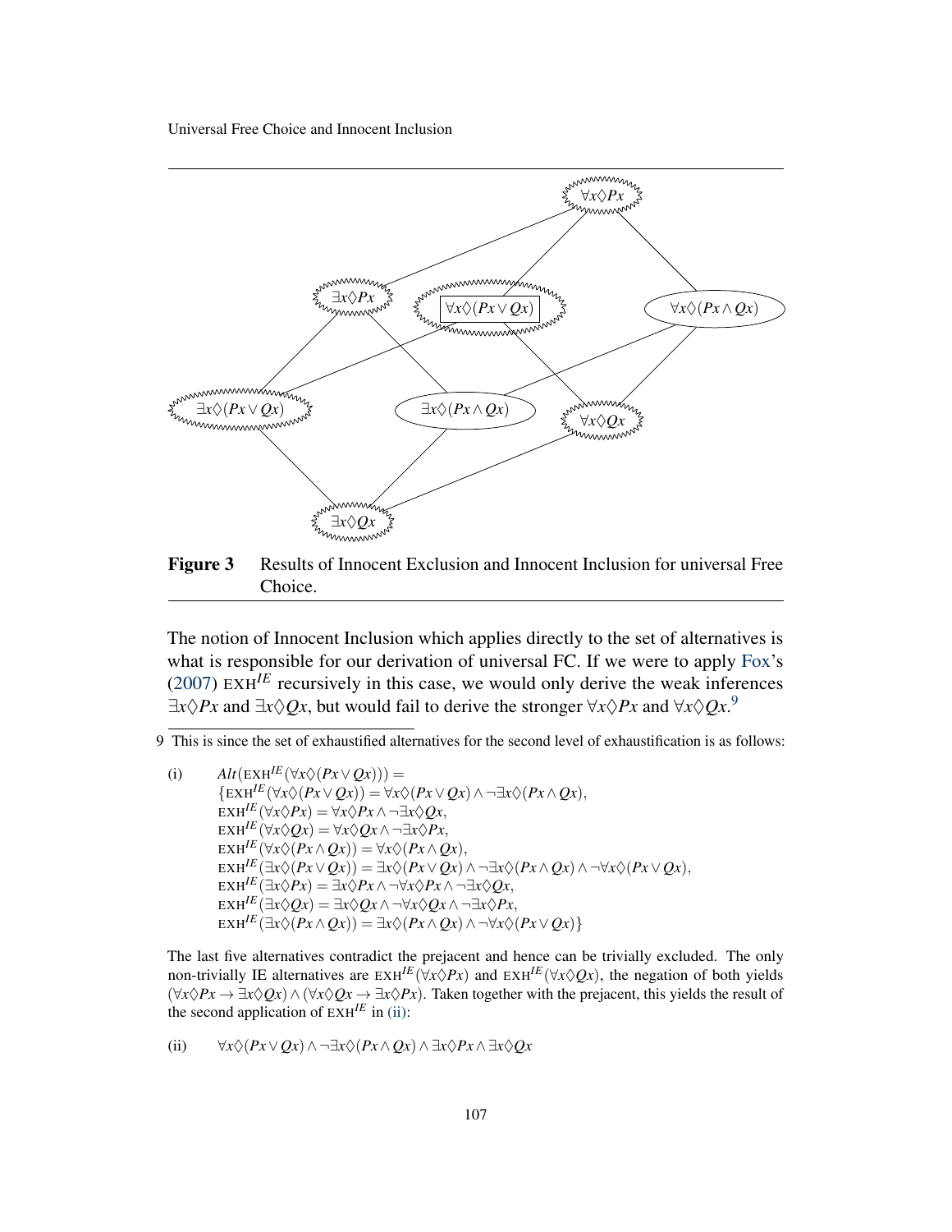**Figure 3** Results of Innocent Exclusion and Innocent Inclusion for universal Free Choice.

The notion of Innocent Inclusion which applies directly to the set of alternatives is what is responsible for our derivation of universal FC. If we were to apply Fox's (2007) $\text{EXH}^{IE}$ recursively in this case, we would only derive the weak inferences $\exists x\Diamond Px$ and $\exists x\Diamond Qx$, but would fail to derive the stronger $\forall x\Diamond Px$ and $\forall x\Diamond Qx$.[9]

9 This is since the set of exhaustified alternatives for the second level of exhaustification is as follows:

(i)
$$
\begin{aligned}
&Alt(\text{EXH}^{IE}(\forall x\Diamond(Px\vee Qx))) = \\
&\{\text{EXH}^{IE}(\forall x\Diamond(Px\vee Qx)) = \forall x\Diamond(Px\vee Qx)\wedge\neg\exists x\Diamond(Px\wedge Qx),\\
&\text{EXH}^{IE}(\forall x\Diamond Px) = \forall x\Diamond Px\wedge\neg\exists x\Diamond Qx,\\
&\text{EXH}^{IE}(\forall x\Diamond Qx) = \forall x\Diamond Qx\wedge\neg\exists x\Diamond Px,\\
&\text{EXH}^{IE}(\forall x\Diamond(Px\wedge Qx)) = \forall x\Diamond(Px\wedge Qx),\\
&\text{EXH}^{IE}(\exists x\Diamond(Px\vee Qx)) = \exists x\Diamond(Px\vee Qx)\wedge\neg\exists x\Diamond(Px\wedge Qx)\wedge\neg\forall x\Diamond(Px\vee Qx),\\
&\text{EXH}^{IE}(\exists x\Diamond Px) = \exists x\Diamond Px\wedge\neg\forall x\Diamond Px\wedge\neg\exists x\Diamond Qx,\\
&\text{EXH}^{IE}(\exists x\Diamond Qx) = \exists x\Diamond Qx\wedge\neg\forall x\Diamond Qx\wedge\neg\exists x\Diamond Px,\\
&\text{EXH}^{IE}(\exists x\Diamond(Px\wedge Qx)) = \exists x\Diamond(Px\wedge Qx)\wedge\neg\forall x\Diamond(Px\vee Qx)\}
\end{aligned}
$$

The last five alternatives contradict the prejacent and hence can be trivially excluded. The only non-trivially IE alternatives are $\text{EXH}^{IE}(\forall x\Diamond Px)$ and $\text{EXH}^{IE}(\forall x\Diamond Qx)$, the negation of both yields $(\forall x\Diamond Px\rightarrow\exists x\Diamond Qx)\wedge(\forall x\Diamond Qx\rightarrow\exists x\Diamond Px)$. Taken together with the prejacent, this yields the result of the second application of $\text{EXH}^{IE}$ in (ii):

(ii) $\forall x\Diamond(Px\vee Qx)\wedge\neg\exists x\Diamond(Px\wedge Qx)\wedge\exists x\Diamond Px\wedge\exists x\Diamond Qx$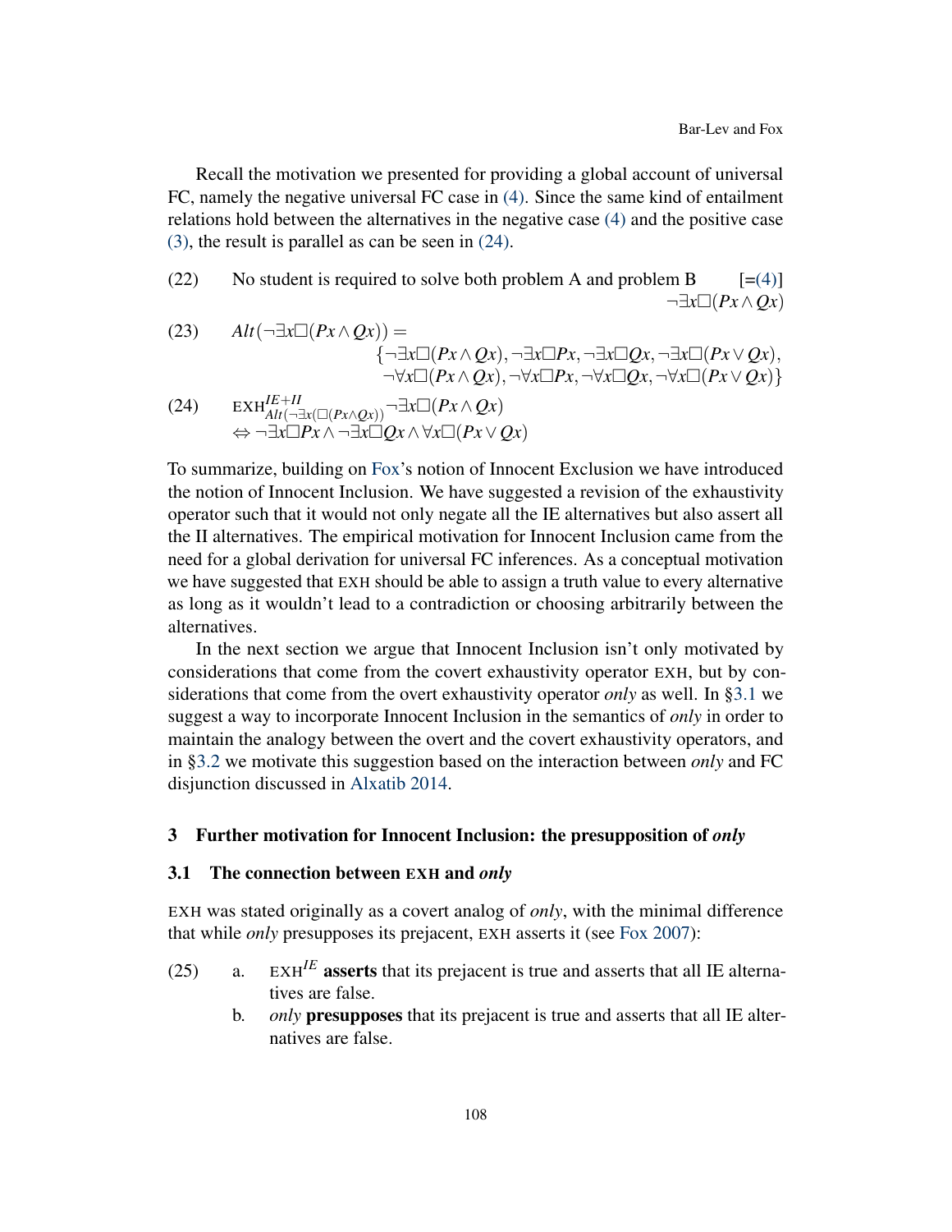Recall the motivation we presented for providing a global account of universal FC, namely the negative universal FC case in (4). Since the same kind of entailment relations hold between the alternatives in the negative case (4) and the positive case (3), the result is parallel as can be seen in (24).

(22) No student is required to solve both problem A and problem B [=(4)]
$$\neg\exists x\Box(Px \wedge Qx)$$

(23)
$$Alt(\neg\exists x\Box(Px \wedge Qx)) = \{\neg\exists x\Box(Px \wedge Qx), \neg\exists x\Box Px, \neg\exists x\Box Qx, \neg\exists x\Box(Px \vee Qx), \neg\forall x\Box(Px \wedge Qx), \neg\forall x\Box Px, \neg\forall x\Box Qx, \neg\forall x\Box(Px \vee Qx)\}$$

(24)
$$\text{EXH}^{IE+II}_{Alt(\neg\exists x(\Box(Px \wedge Qx))}\neg\exists x\Box(Px \wedge Qx)$$
$$\Leftrightarrow \neg\exists x\Box Px \wedge \neg\exists x\Box Qx \wedge \forall x\Box(Px \vee Qx)$$

To summarize, building on Fox's notion of Innocent Exclusion we have introduced the notion of Innocent Inclusion. We have suggested a revision of the exhaustivity operator such that it would not only negate all the IE alternatives but also assert all the II alternatives. The empirical motivation for Innocent Inclusion came from the need for a global derivation for universal FC inferences. As a conceptual motivation we have suggested that EXH should be able to assign a truth value to every alternative as long as it wouldn't lead to a contradiction or choosing arbitrarily between the alternatives.

In the next section we argue that Innocent Inclusion isn't only motivated by considerations that come from the covert exhaustivity operator EXH, but by considerations that come from the overt exhaustivity operator *only* as well. In §3.1 we suggest a way to incorporate Innocent Inclusion in the semantics of *only* in order to maintain the analogy between the overt and the covert exhaustivity operators, and in §3.2 we motivate this suggestion based on the interaction between *only* and FC disjunction discussed in Alxatib 2014.

## 3 Further motivation for Innocent Inclusion: the presupposition of *only*

### 3.1 The connection between EXH and *only*

EXH was stated originally as a covert analog of *only*, with the minimal difference that while *only* presupposes its prejacent, EXH asserts it (see Fox 2007):

(25)
a. $\text{EXH}^{IE}$ **asserts** that its prejacent is true and asserts that all IE alternatives are false.
b. *only* **presupposes** that its prejacent is true and asserts that all IE alternatives are false.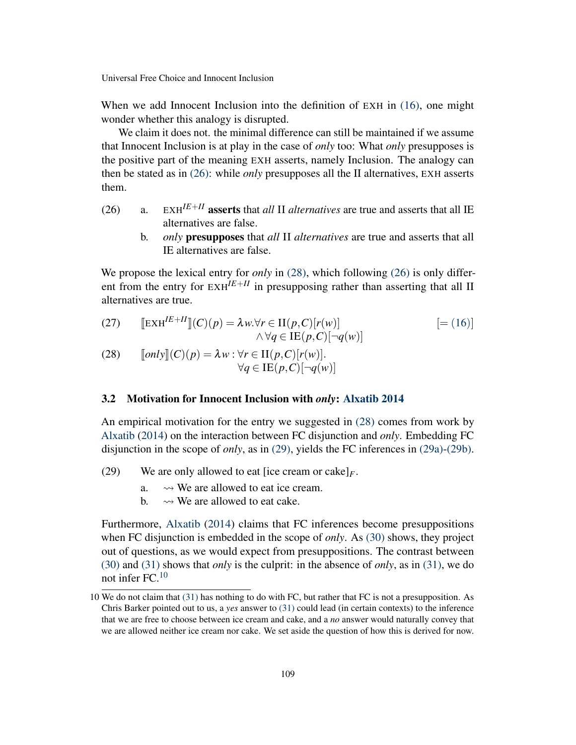When we add Innocent Inclusion into the definition of EXH in (16), one might wonder whether this analogy is disrupted.

We claim it does not. the minimal difference can still be maintained if we assume that Innocent Inclusion is at play in the case of *only* too: What *only* presupposes is the positive part of the meaning EXH asserts, namely Inclusion. The analogy can then be stated as in (26): while *only* presupposes all the II alternatives, EXH asserts them.

(26) a. $\text{EXH}^{IE+II}$ **asserts** that *all* II *alternatives* are true and asserts that all IE alternatives are false.

b. *only* **presupposes** that *all* II *alternatives* are true and asserts that all IE alternatives are false.

We propose the lexical entry for *only* in (28), which following (26) is only different from the entry for $\text{EXH}^{IE+II}$ in presupposing rather than asserting that all II alternatives are true.

(27) $$[\![\text{EXH}^{IE+II}]\!](C)(p) = \lambda w. \forall r \in \text{II}(p,C)[r(w)] \wedge \forall q \in \text{IE}(p,C)[\neg q(w)] \quad [= (16)]$$

(28) $$[\![only]\!](C)(p) = \lambda w : \forall r \in \text{II}(p,C)[r(w)]. \forall q \in \text{IE}(p,C)[\neg q(w)]$$

### 3.2 Motivation for Innocent Inclusion with *only*: Alxatib 2014

An empirical motivation for the entry we suggested in (28) comes from work by Alxatib (2014) on the interaction between FC disjunction and *only*. Embedding FC disjunction in the scope of *only*, as in (29), yields the FC inferences in (29a)-(29b).

(29) We are only allowed to eat [ice cream or cake]$_F$.

a. ⇝ We are allowed to eat ice cream.

b. ⇝ We are allowed to eat cake.

Furthermore, Alxatib (2014) claims that FC inferences become presuppositions when FC disjunction is embedded in the scope of *only*. As (30) shows, they project out of questions, as we would expect from presuppositions. The contrast between (30) and (31) shows that *only* is the culprit: in the absence of *only*, as in (31), we do not infer FC.[10]

[10] We do not claim that (31) has nothing to do with FC, but rather that FC is not a presupposition. As Chris Barker pointed out to us, a *yes* answer to (31) could lead (in certain contexts) to the inference that we are free to choose between ice cream and cake, and a *no* answer would naturally convey that we are allowed neither ice cream nor cake. We set aside the question of how this is derived for now.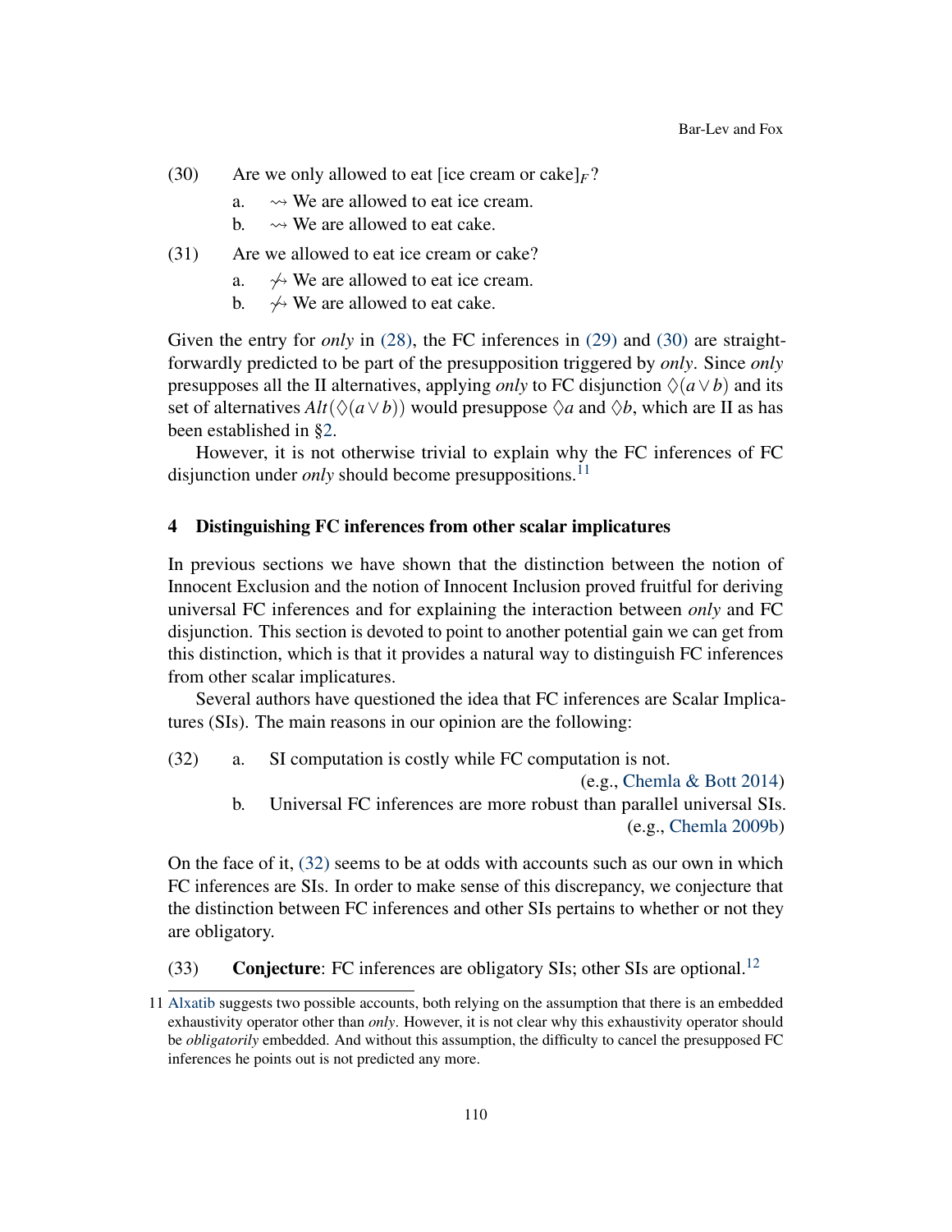(30) Are we only allowed to eat [ice cream or cake]$_F$?

  a. ⇝ We are allowed to eat ice cream.

  b. ⇝ We are allowed to eat cake.

(31) Are we allowed to eat ice cream or cake?

  a. ⇝̸ We are allowed to eat ice cream.

  b. ⇝̸ We are allowed to eat cake.

Given the entry for *only* in (28), the FC inferences in (29) and (30) are straightforwardly predicted to be part of the presupposition triggered by *only*. Since *only* presupposes all the II alternatives, applying *only* to FC disjunction $\Diamond(a \vee b)$ and its set of alternatives $Alt(\Diamond(a \vee b))$ would presuppose $\Diamond a$ and $\Diamond b$, which are II as has been established in §2.

However, it is not otherwise trivial to explain why the FC inferences of FC disjunction under *only* should become presuppositions.[11]

## 4 Distinguishing FC inferences from other scalar implicatures

In previous sections we have shown that the distinction between the notion of Innocent Exclusion and the notion of Innocent Inclusion proved fruitful for deriving universal FC inferences and for explaining the interaction between *only* and FC disjunction. This section is devoted to point to another potential gain we can get from this distinction, which is that it provides a natural way to distinguish FC inferences from other scalar implicatures.

Several authors have questioned the idea that FC inferences are Scalar Implicatures (SIs). The main reasons in our opinion are the following:

(32) a. SI computation is costly while FC computation is not. (e.g., Chemla & Bott 2014)

  b. Universal FC inferences are more robust than parallel universal SIs. (e.g., Chemla 2009b)

On the face of it, (32) seems to be at odds with accounts such as our own in which FC inferences are SIs. In order to make sense of this discrepancy, we conjecture that the distinction between FC inferences and other SIs pertains to whether or not they are obligatory.

(33) **Conjecture**: FC inferences are obligatory SIs; other SIs are optional.[12]

---

[11] Alxatib suggests two possible accounts, both relying on the assumption that there is an embedded exhaustivity operator other than *only*. However, it is not clear why this exhaustivity operator should be *obligatorily* embedded. And without this assumption, the difficulty to cancel the presupposed FC inferences he points out is not predicted any more.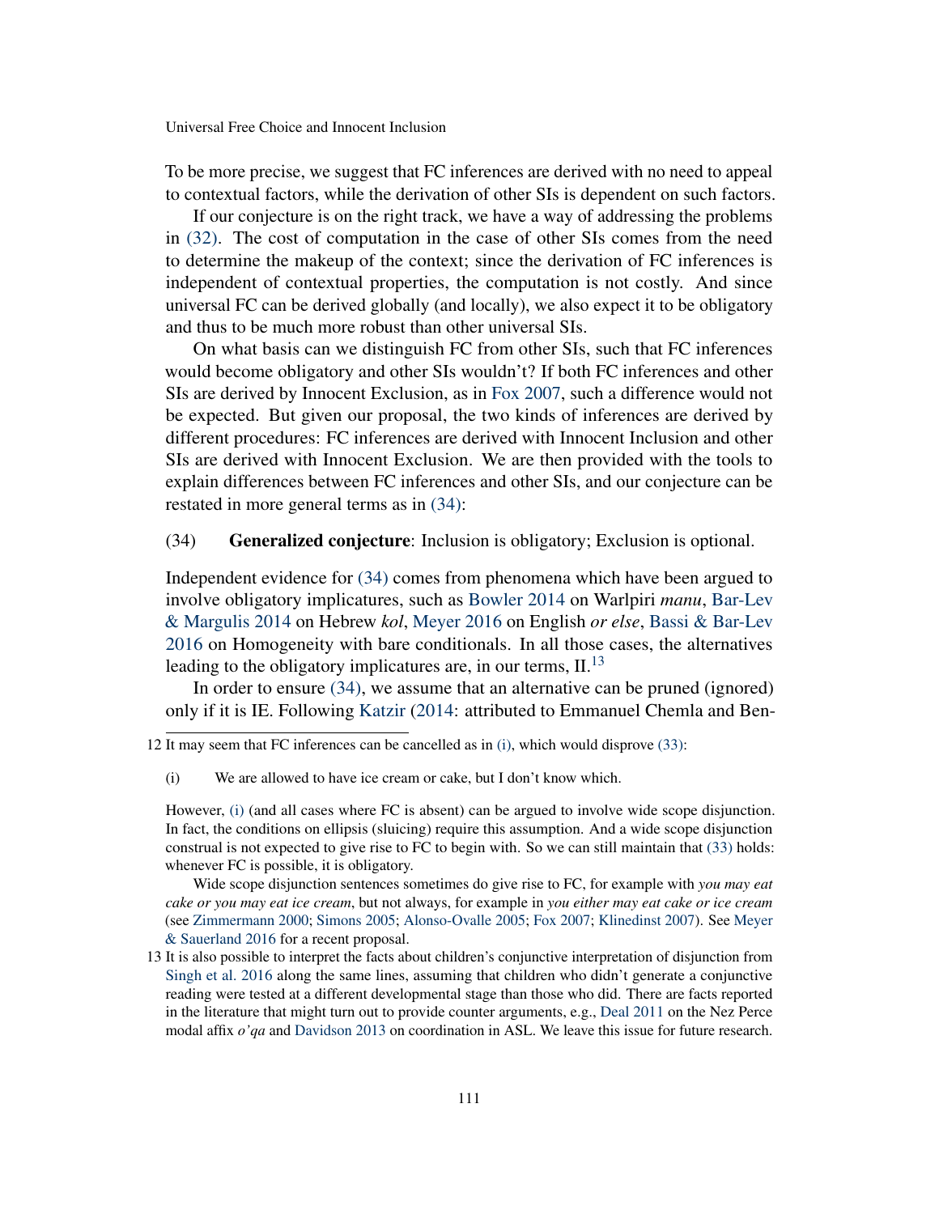To be more precise, we suggest that FC inferences are derived with no need to appeal to contextual factors, while the derivation of other SIs is dependent on such factors.

If our conjecture is on the right track, we have a way of addressing the problems in (32). The cost of computation in the case of other SIs comes from the need to determine the makeup of the context; since the derivation of FC inferences is independent of contextual properties, the computation is not costly. And since universal FC can be derived globally (and locally), we also expect it to be obligatory and thus to be much more robust than other universal SIs.

On what basis can we distinguish FC from other SIs, such that FC inferences would become obligatory and other SIs wouldn't? If both FC inferences and other SIs are derived by Innocent Exclusion, as in Fox 2007, such a difference would not be expected. But given our proposal, the two kinds of inferences are derived by different procedures: FC inferences are derived with Innocent Inclusion and other SIs are derived with Innocent Exclusion. We are then provided with the tools to explain differences between FC inferences and other SIs, and our conjecture can be restated in more general terms as in (34):

(34) **Generalized conjecture**: Inclusion is obligatory; Exclusion is optional.

Independent evidence for (34) comes from phenomena which have been argued to involve obligatory implicatures, such as Bowler 2014 on Walpiri *manu*, Bar-Lev & Margulis 2014 on Hebrew *kol*, Meyer 2016 on English *or else*, Bassi & Bar-Lev 2016 on Homogeneity with bare conditionals. In all those cases, the alternatives leading to the obligatory implicatures are, in our terms, II.[13]

In order to ensure (34), we assume that an alternative can be pruned (ignored) only if it is IE. Following Katzir (2014: attributed to Emmanuel Chemla and Ben-

---

12 It may seem that FC inferences can be cancelled as in (i), which would disprove (33):

(i) We are allowed to have ice cream or cake, but I don't know which.

However, (i) (and all cases where FC is absent) can be argued to involve wide scope disjunction. In fact, the conditions on ellipsis (sluicing) require this assumption. And a wide scope disjunction construal is not expected to give rise to FC to begin with. So we can still maintain that (33) holds: whenever FC is possible, it is obligatory.

Wide scope disjunction sentences sometimes do give rise to FC, for example with *you may eat cake or you may eat ice cream*, but not always, for example in *you either may eat cake or ice cream* (see Zimmermann 2000; Simons 2005; Alonso-Ovalle 2005; Fox 2007; Klinedinst 2007). See Meyer & Sauerland 2016 for a recent proposal.

13 It is also possible to interpret the facts about children's conjunctive interpretation of disjunction from Singh et al. 2016 along the same lines, assuming that children who didn't generate a conjunctive reading were tested at a different developmental stage than those who did. There are facts reported in the literature that might turn out to provide counter arguments, e.g., Deal 2011 on the Nez Perce modal affix *o'qa* and Davidson 2013 on coordination in ASL. We leave this issue for future research.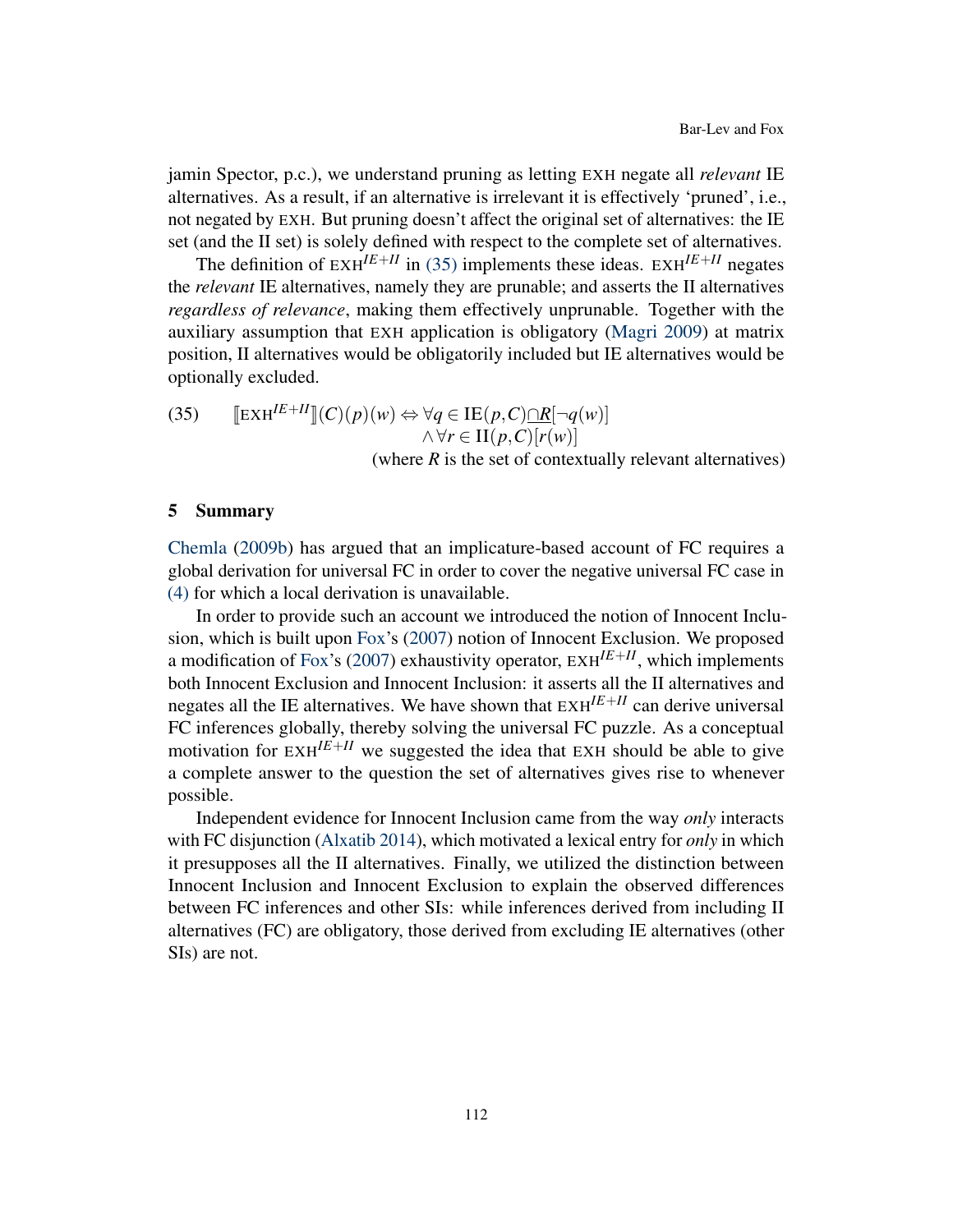jamin Spector, p.c.), we understand pruning as letting EXH negate all *relevant* IE alternatives. As a result, if an alternative is irrelevant it is effectively 'pruned', i.e., not negated by EXH. But pruning doesn't affect the original set of alternatives: the IE set (and the II set) is solely defined with respect to the complete set of alternatives.

The definition of $\text{EXH}^{IE+II}$ in (35) implements these ideas. $\text{EXH}^{IE+II}$ negates the *relevant* IE alternatives, namely they are prunable; and asserts the II alternatives *regardless of relevance*, making them effectively unprunable. Together with the auxiliary assumption that EXH application is obligatory (Magri 2009) at matrix position, II alternatives would be obligatorily included but IE alternatives would be optionally excluded.

(35) $$[\![\text{EXH}^{IE+II}]\!](C)(p)(w) \Leftrightarrow \forall q \in \text{IE}(p,C)\underline{\cap R}[\neg q(w)] \wedge \forall r \in \text{II}(p,C)[r(w)]$$

(where $R$ is the set of contextually relevant alternatives)

## 5 Summary

Chemla (2009b) has argued that an implicature-based account of FC requires a global derivation for universal FC in order to cover the negative universal FC case in (4) for which a local derivation is unavailable.

In order to provide such an account we introduced the notion of Innocent Inclusion, which is built upon Fox's (2007) notion of Innocent Exclusion. We proposed a modification of Fox's (2007) exhaustivity operator, $\text{EXH}^{IE+II}$, which implements both Innocent Exclusion and Innocent Inclusion: it asserts all the II alternatives and negates all the IE alternatives. We have shown that $\text{EXH}^{IE+II}$ can derive universal FC inferences globally, thereby solving the universal FC puzzle. As a conceptual motivation for $\text{EXH}^{IE+II}$ we suggested the idea that EXH should be able to give a complete answer to the question the set of alternatives gives rise to whenever possible.

Independent evidence for Innocent Inclusion came from the way *only* interacts with FC disjunction (Alxatib 2014), which motivated a lexical entry for *only* in which it presupposes all the II alternatives. Finally, we utilized the distinction between Innocent Inclusion and Innocent Exclusion to explain the observed differences between FC inferences and other SIs: while inferences derived from including II alternatives (FC) are obligatory, those derived from excluding IE alternatives (other SIs) are not.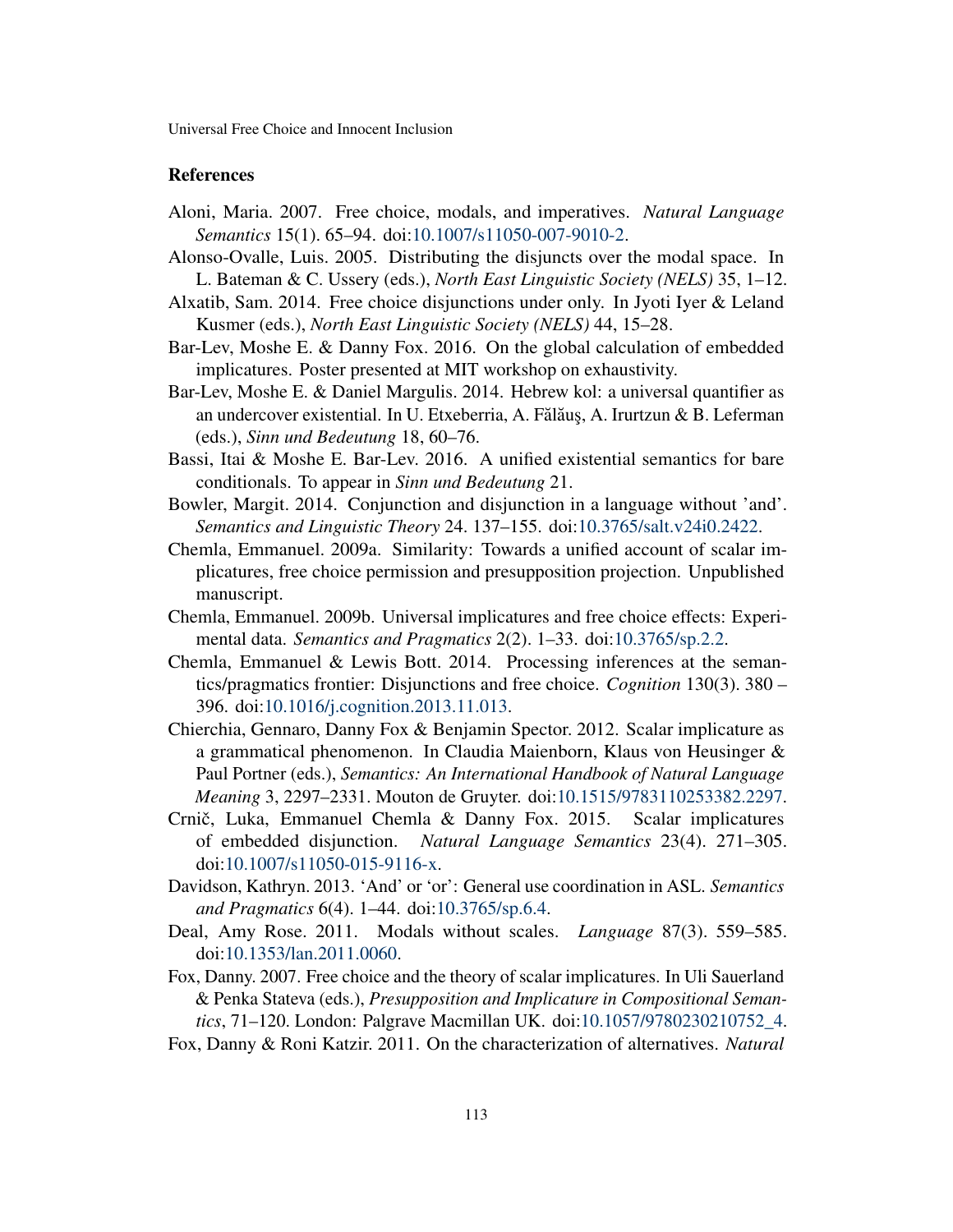## References

Aloni, Maria. 2007. Free choice, modals, and imperatives. *Natural Language Semantics* 15(1). 65–94. doi:10.1007/s11050-007-9010-2.

Alonso-Ovalle, Luis. 2005. Distributing the disjuncts over the modal space. In L. Bateman & C. Ussery (eds.), *North East Linguistic Society (NELS)* 35, 1–12.

Alxatib, Sam. 2014. Free choice disjunctions under only. In Jyoti Iyer & Leland Kusmer (eds.), *North East Linguistic Society (NELS)* 44, 15–28.

Bar-Lev, Moshe E. & Danny Fox. 2016. On the global calculation of embedded implicatures. Poster presented at MIT workshop on exhaustivity.

Bar-Lev, Moshe E. & Daniel Margulis. 2014. Hebrew kol: a universal quantifier as an undercover existential. In U. Etxeberria, A. Fălăuş, A. Irurtzun & B. Leferman (eds.), *Sinn und Bedeutung* 18, 60–76.

Bassi, Itai & Moshe E. Bar-Lev. 2016. A unified existential semantics for bare conditionals. To appear in *Sinn und Bedeutung* 21.

Bowler, Margit. 2014. Conjunction and disjunction in a language without 'and'. *Semantics and Linguistic Theory* 24. 137–155. doi:10.3765/salt.v24i0.2422.

Chemla, Emmanuel. 2009a. Similarity: Towards a unified account of scalar implicatures, free choice permission and presupposition projection. Unpublished manuscript.

Chemla, Emmanuel. 2009b. Universal implicatures and free choice effects: Experimental data. *Semantics and Pragmatics* 2(2). 1–33. doi:10.3765/sp.2.2.

Chemla, Emmanuel & Lewis Bott. 2014. Processing inferences at the semantics/pragmatics frontier: Disjunctions and free choice. *Cognition* 130(3). 380 – 396. doi:10.1016/j.cognition.2013.11.013.

Chierchia, Gennaro, Danny Fox & Benjamin Spector. 2012. Scalar implicature as a grammatical phenomenon. In Claudia Maienborn, Klaus von Heusinger & Paul Portner (eds.), *Semantics: An International Handbook of Natural Language Meaning* 3, 2297–2331. Mouton de Gruyter. doi:10.1515/9783110253382.2297.

Crnič, Luka, Emmanuel Chemla & Danny Fox. 2015. Scalar implicatures of embedded disjunction. *Natural Language Semantics* 23(4). 271–305. doi:10.1007/s11050-015-9116-x.

Davidson, Kathryn. 2013. 'And' or 'or': General use coordination in ASL. *Semantics and Pragmatics* 6(4). 1–44. doi:10.3765/sp.6.4.

Deal, Amy Rose. 2011. Modals without scales. *Language* 87(3). 559–585. doi:10.1353/lan.2011.0060.

Fox, Danny. 2007. Free choice and the theory of scalar implicatures. In Uli Sauerland & Penka Stateva (eds.), *Presupposition and Implicature in Compositional Semantics*, 71–120. London: Palgrave Macmillan UK. doi:10.1057/9780230210752_4.

Fox, Danny & Roni Katzir. 2011. On the characterization of alternatives. *Natural*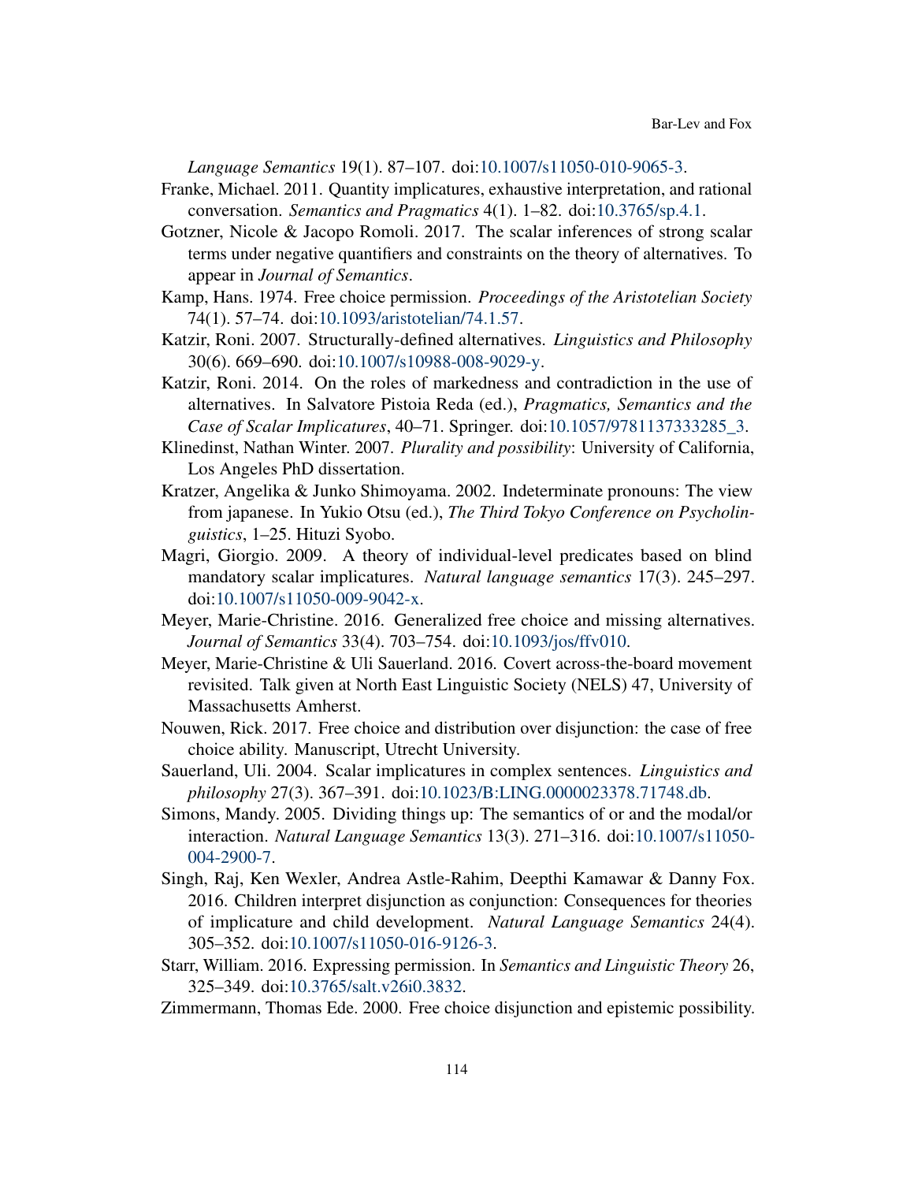*Language Semantics* 19(1). 87–107. doi:10.1007/s11050-010-9065-3.

Franke, Michael. 2011. Quantity implicatures, exhaustive interpretation, and rational conversation. *Semantics and Pragmatics* 4(1). 1–82. doi:10.3765/sp.4.1.

Gotzner, Nicole & Jacopo Romoli. 2017. The scalar inferences of strong scalar terms under negative quantifiers and constraints on the theory of alternatives. To appear in *Journal of Semantics*.

Kamp, Hans. 1974. Free choice permission. *Proceedings of the Aristotelian Society* 74(1). 57–74. doi:10.1093/aristotelian/74.1.57.

Katzir, Roni. 2007. Structurally-defined alternatives. *Linguistics and Philosophy* 30(6). 669–690. doi:10.1007/s10988-008-9029-y.

Katzir, Roni. 2014. On the roles of markedness and contradiction in the use of alternatives. In Salvatore Pistoia Reda (ed.), *Pragmatics, Semantics and the Case of Scalar Implicatures*, 40–71. Springer. doi:10.1057/9781137333285_3.

Klinedinst, Nathan Winter. 2007. *Plurality and possibility*: University of California, Los Angeles PhD dissertation.

Kratzer, Angelika & Junko Shimoyama. 2002. Indeterminate pronouns: The view from japanese. In Yukio Otsu (ed.), *The Third Tokyo Conference on Psycholinguistics*, 1–25. Hituzi Syobo.

Magri, Giorgio. 2009. A theory of individual-level predicates based on blind mandatory scalar implicatures. *Natural language semantics* 17(3). 245–297. doi:10.1007/s11050-009-9042-x.

Meyer, Marie-Christine. 2016. Generalized free choice and missing alternatives. *Journal of Semantics* 33(4). 703–754. doi:10.1093/jos/ffv010.

Meyer, Marie-Christine & Uli Sauerland. 2016. Covert across-the-board movement revisited. Talk given at North East Linguistic Society (NELS) 47, University of Massachusetts Amherst.

Nouwen, Rick. 2017. Free choice and distribution over disjunction: the case of free choice ability. Manuscript, Utrecht University.

Sauerland, Uli. 2004. Scalar implicatures in complex sentences. *Linguistics and philosophy* 27(3). 367–391. doi:10.1023/B:LING.0000023378.71748.db.

Simons, Mandy. 2005. Dividing things up: The semantics of or and the modal/or interaction. *Natural Language Semantics* 13(3). 271–316. doi:10.1007/s11050-004-2900-7.

Singh, Raj, Ken Wexler, Andrea Astle-Rahim, Deepthi Kamawar & Danny Fox. 2016. Children interpret disjunction as conjunction: Consequences for theories of implicature and child development. *Natural Language Semantics* 24(4). 305–352. doi:10.1007/s11050-016-9126-3.

Starr, William. 2016. Expressing permission. In *Semantics and Linguistic Theory* 26, 325–349. doi:10.3765/salt.v26i0.3832.

Zimmermann, Thomas Ede. 2000. Free choice disjunction and epistemic possibility.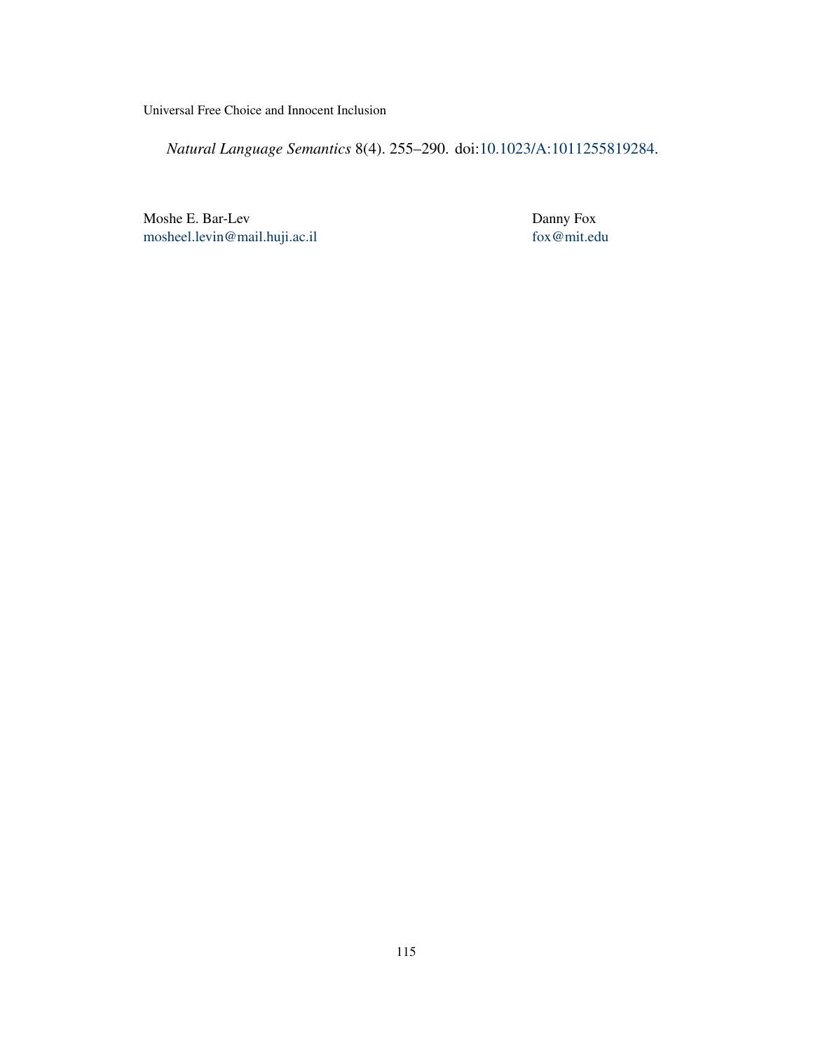*Natural Language Semantics* 8(4). 255–290. doi:10.1023/A:1011255819284.

Moshe E. Bar-Lev
mosheel.levin@mail.huji.ac.il

Danny Fox
fox@mit.edu